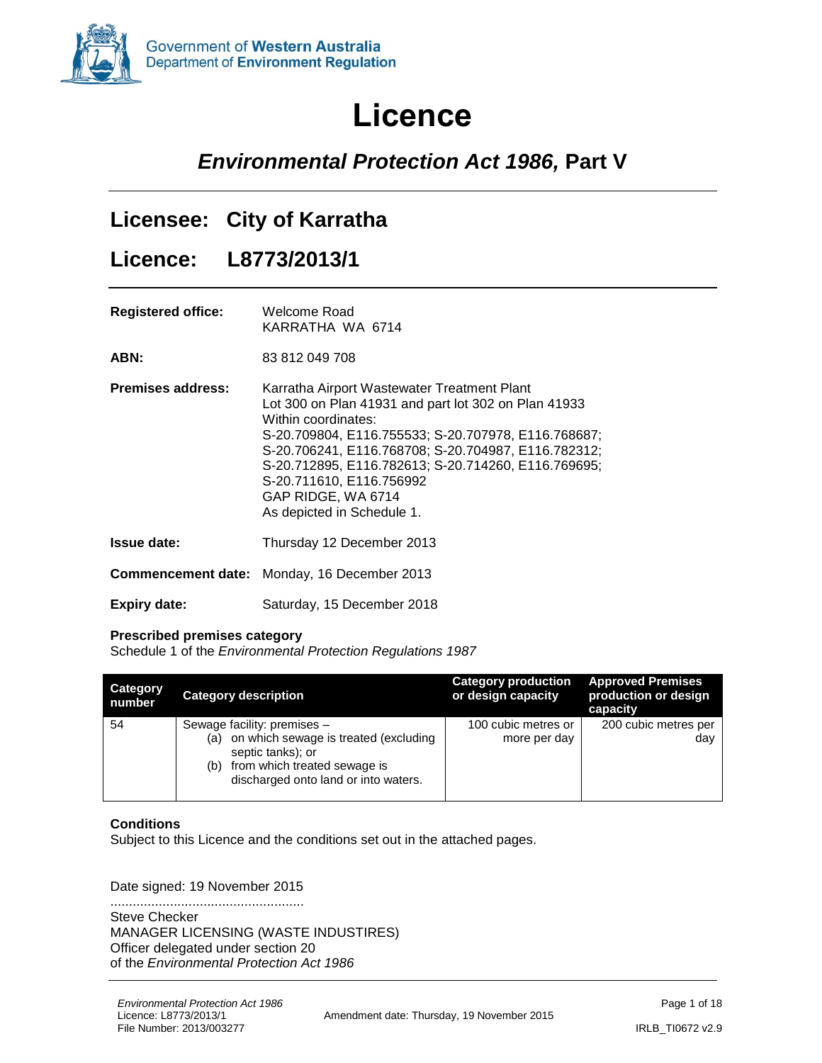Government of **Western Australia**
Department of **Environment Regulation**

# Licence

## *Environmental Protection Act 1986,* Part V

## Licensee: City of Karratha

## Licence: L8773/2013/1

**Registered office:** Welcome Road
KARRATHA WA 6714

**ABN:** 83 812 049 708

**Premises address:** Karratha Airport Wastewater Treatment Plant
Lot 300 on Plan 41931 and part lot 302 on Plan 41933
Within coordinates:
S-20.709804, E116.755533; S-20.707978, E116.768687;
S-20.706241, E116.768708; S-20.704987, E116.782312;
S-20.712895, E116.782613; S-20.714260, E116.769695;
S-20.711610, E116.756992
GAP RIDGE, WA 6714
As depicted in Schedule 1.

**Issue date:** Thursday 12 December 2013

**Commencement date:** Monday, 16 December 2013

**Expiry date:** Saturday, 15 December 2018

**Prescribed premises category**
Schedule 1 of the *Environmental Protection Regulations 1987*

| Category number | Category description | Category production or design capacity | Approved Premises production or design capacity |
|---|---|---|---|
| 54 | Sewage facility: premises – (a) on which sewage is treated (excluding septic tanks); or (b) from which treated sewage is discharged onto land or into waters. | 100 cubic metres or more per day | 200 cubic metres per day |

**Conditions**
Subject to this Licence and the conditions set out in the attached pages.

Date signed: 19 November 2015

....................................................
Steve Checker
MANAGER LICENSING (WASTE INDUSTIRES)
Officer delegated under section 20
of the *Environmental Protection Act 1986*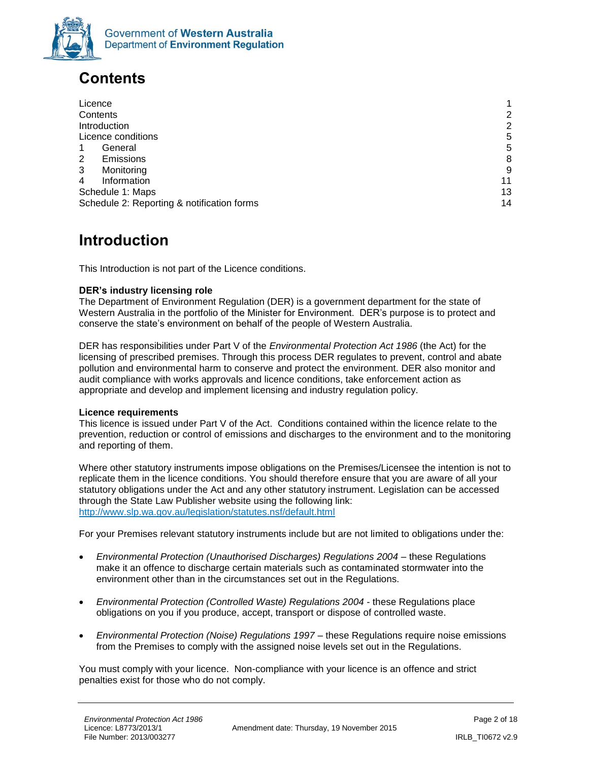# Contents

| | |
|---|---|
| Licence | 1 |
| Contents | 2 |
| Introduction | 2 |
| Licence conditions | 5 |
| 1 General | 5 |
| 2 Emissions | 8 |
| 3 Monitoring | 9 |
| 4 Information | 11 |
| Schedule 1: Maps | 13 |
| Schedule 2: Reporting & notification forms | 14 |

# Introduction

This Introduction is not part of the Licence conditions.

**DER's industry licensing role**

The Department of Environment Regulation (DER) is a government department for the state of Western Australia in the portfolio of the Minister for Environment. DER's purpose is to protect and conserve the state's environment on behalf of the people of Western Australia.

DER has responsibilities under Part V of the *Environmental Protection Act 1986* (the Act) for the licensing of prescribed premises. Through this process DER regulates to prevent, control and abate pollution and environmental harm to conserve and protect the environment. DER also monitor and audit compliance with works approvals and licence conditions, take enforcement action as appropriate and develop and implement licensing and industry regulation policy.

**Licence requirements**

This licence is issued under Part V of the Act. Conditions contained within the licence relate to the prevention, reduction or control of emissions and discharges to the environment and to the monitoring and reporting of them.

Where other statutory instruments impose obligations on the Premises/Licensee the intention is not to replicate them in the licence conditions. You should therefore ensure that you are aware of all your statutory obligations under the Act and any other statutory instrument. Legislation can be accessed through the State Law Publisher website using the following link: http://www.slp.wa.gov.au/legislation/statutes.nsf/default.html

For your Premises relevant statutory instruments include but are not limited to obligations under the:

- *Environmental Protection (Unauthorised Discharges) Regulations 2004* – these Regulations make it an offence to discharge certain materials such as contaminated stormwater into the environment other than in the circumstances set out in the Regulations.

- *Environmental Protection (Controlled Waste) Regulations 2004* - these Regulations place obligations on you if you produce, accept, transport or dispose of controlled waste.

- *Environmental Protection (Noise) Regulations 1997* – these Regulations require noise emissions from the Premises to comply with the assigned noise levels set out in the Regulations.

You must comply with your licence. Non-compliance with your licence is an offence and strict penalties exist for those who do not comply.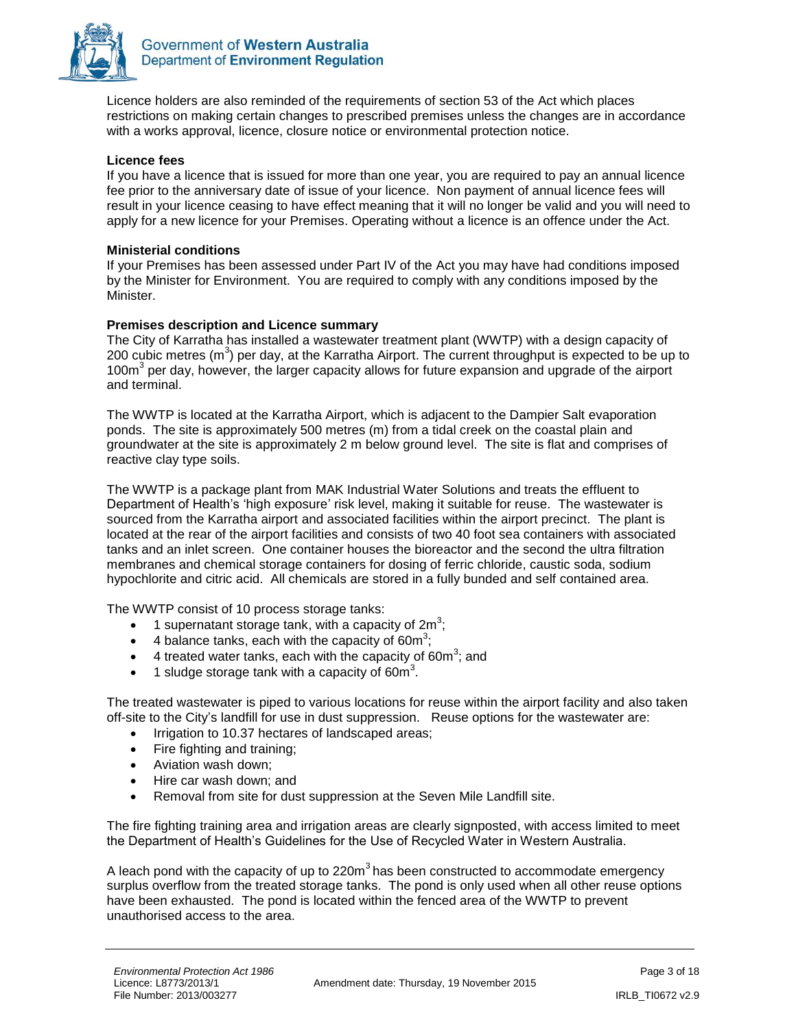Licence holders are also reminded of the requirements of section 53 of the Act which places restrictions on making certain changes to prescribed premises unless the changes are in accordance with a works approval, licence, closure notice or environmental protection notice.

**Licence fees**

If you have a licence that is issued for more than one year, you are required to pay an annual licence fee prior to the anniversary date of issue of your licence. Non payment of annual licence fees will result in your licence ceasing to have effect meaning that it will no longer be valid and you will need to apply for a new licence for your Premises. Operating without a licence is an offence under the Act.

**Ministerial conditions**

If your Premises has been assessed under Part IV of the Act you may have had conditions imposed by the Minister for Environment. You are required to comply with any conditions imposed by the Minister.

**Premises description and Licence summary**

The City of Karratha has installed a wastewater treatment plant (WWTP) with a design capacity of 200 cubic metres ($m^3$) per day, at the Karratha Airport. The current throughput is expected to be up to $100m^3$ per day, however, the larger capacity allows for future expansion and upgrade of the airport and terminal.

The WWTP is located at the Karratha Airport, which is adjacent to the Dampier Salt evaporation ponds. The site is approximately 500 metres (m) from a tidal creek on the coastal plain and groundwater at the site is approximately 2 m below ground level. The site is flat and comprises of reactive clay type soils.

The WWTP is a package plant from MAK Industrial Water Solutions and treats the effluent to Department of Health's 'high exposure' risk level, making it suitable for reuse. The wastewater is sourced from the Karratha airport and associated facilities within the airport precinct. The plant is located at the rear of the airport facilities and consists of two 40 foot sea containers with associated tanks and an inlet screen. One container houses the bioreactor and the second the ultra filtration membranes and chemical storage containers for dosing of ferric chloride, caustic soda, sodium hypochlorite and citric acid. All chemicals are stored in a fully bunded and self contained area.

The WWTP consist of 10 process storage tanks:

- 1 supernatant storage tank, with a capacity of $2m^3$;
- 4 balance tanks, each with the capacity of $60m^3$;
- 4 treated water tanks, each with the capacity of $60m^3$; and
- 1 sludge storage tank with a capacity of $60m^3$.

The treated wastewater is piped to various locations for reuse within the airport facility and also taken off-site to the City's landfill for use in dust suppression. Reuse options for the wastewater are:

- Irrigation to 10.37 hectares of landscaped areas;
- Fire fighting and training;
- Aviation wash down;
- Hire car wash down; and
- Removal from site for dust suppression at the Seven Mile Landfill site.

The fire fighting training area and irrigation areas are clearly signposted, with access limited to meet the Department of Health's Guidelines for the Use of Recycled Water in Western Australia.

A leach pond with the capacity of up to $220m^3$ has been constructed to accommodate emergency surplus overflow from the treated storage tanks. The pond is only used when all other reuse options have been exhausted. The pond is located within the fenced area of the WWTP to prevent unauthorised access to the area.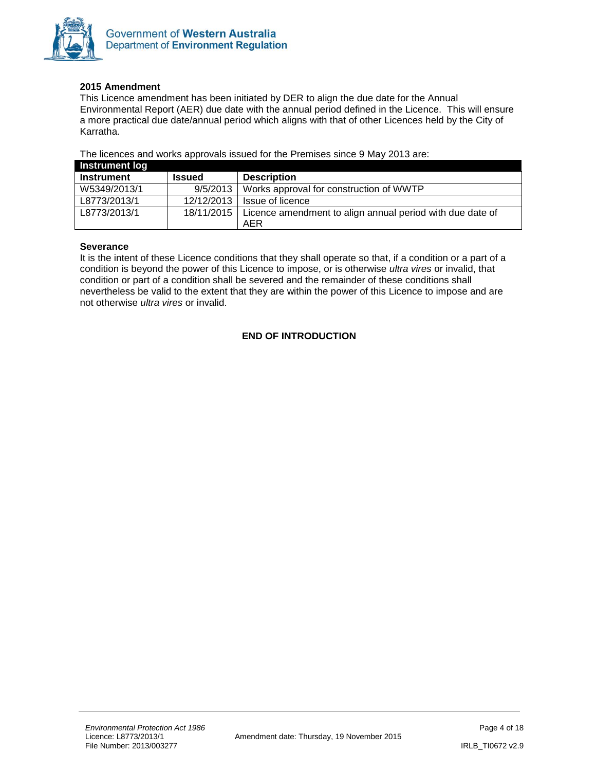**2015 Amendment**

This Licence amendment has been initiated by DER to align the due date for the Annual Environmental Report (AER) due date with the annual period defined in the Licence. This will ensure a more practical due date/annual period which aligns with that of other Licences held by the City of Karratha.

The licences and works approvals issued for the Premises since 9 May 2013 are:

| Instrument log | | |
|---|---|---|
| **Instrument** | **Issued** | **Description** |
| W5349/2013/1 | 9/5/2013 | Works approval for construction of WWTP |
| L8773/2013/1 | 12/12/2013 | Issue of licence |
| L8773/2013/1 | 18/11/2015 | Licence amendment to align annual period with due date of AER |

**Severance**

It is the intent of these Licence conditions that they shall operate so that, if a condition or a part of a condition is beyond the power of this Licence to impose, or is otherwise *ultra vires* or invalid, that condition or part of a condition shall be severed and the remainder of these conditions shall nevertheless be valid to the extent that they are within the power of this Licence to impose and are not otherwise *ultra vires* or invalid.

**END OF INTRODUCTION**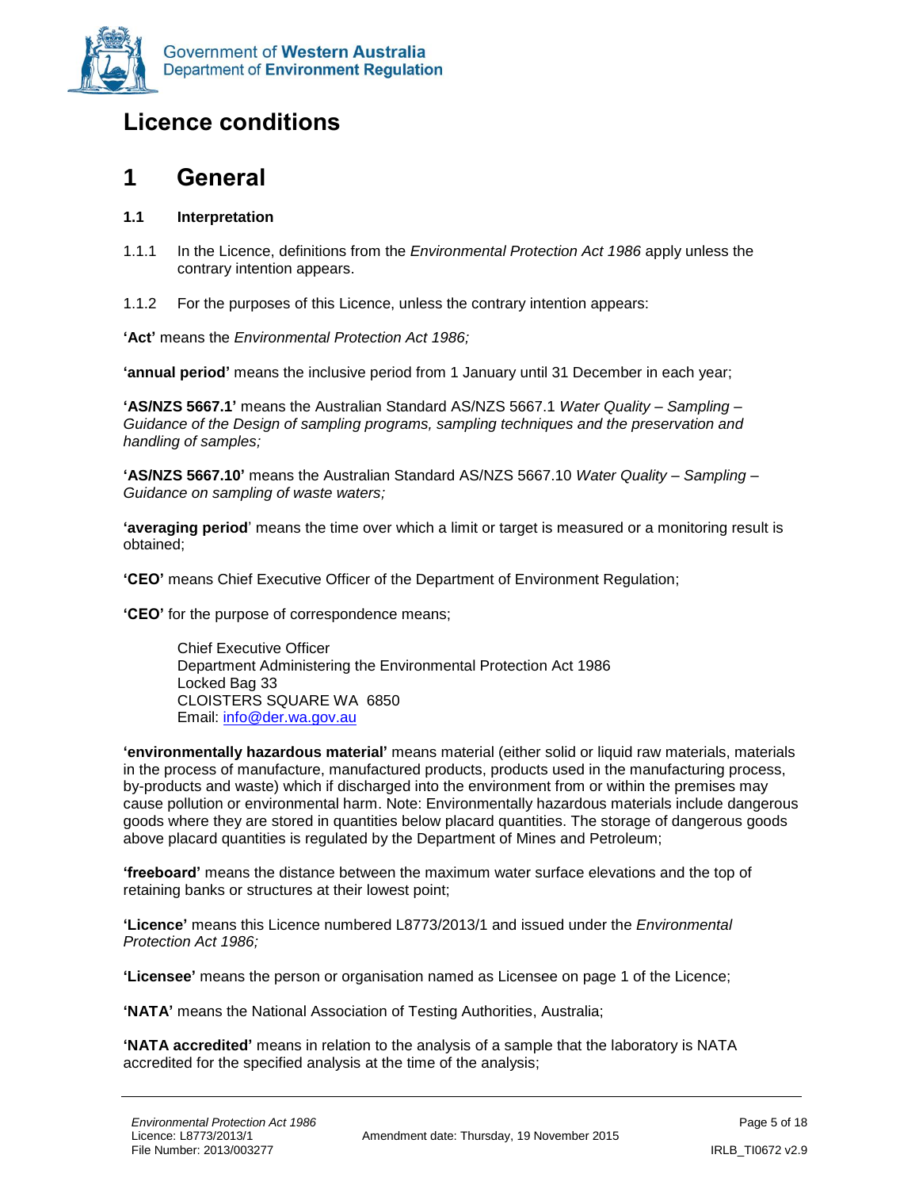# Licence conditions

## 1 General

### 1.1 Interpretation

1.1.1 In the Licence, definitions from the *Environmental Protection Act 1986* apply unless the contrary intention appears.

1.1.2 For the purposes of this Licence, unless the contrary intention appears:

**'Act'** means the *Environmental Protection Act 1986;*

**'annual period'** means the inclusive period from 1 January until 31 December in each year;

**'AS/NZS 5667.1'** means the Australian Standard AS/NZS 5667.1 *Water Quality – Sampling – Guidance of the Design of sampling programs, sampling techniques and the preservation and handling of samples;*

**'AS/NZS 5667.10'** means the Australian Standard AS/NZS 5667.10 *Water Quality – Sampling – Guidance on sampling of waste waters;*

**'averaging period'** means the time over which a limit or target is measured or a monitoring result is obtained;

**'CEO'** means Chief Executive Officer of the Department of Environment Regulation;

**'CEO'** for the purpose of correspondence means;

> Chief Executive Officer
> Department Administering the Environmental Protection Act 1986
> Locked Bag 33
> CLOISTERS SQUARE WA 6850
> Email: info@der.wa.gov.au

**'environmentally hazardous material'** means material (either solid or liquid raw materials, materials in the process of manufacture, manufactured products, products used in the manufacturing process, by-products and waste) which if discharged into the environment from or within the premises may cause pollution or environmental harm. Note: Environmentally hazardous materials include dangerous goods where they are stored in quantities below placard quantities. The storage of dangerous goods above placard quantities is regulated by the Department of Mines and Petroleum;

**'freeboard'** means the distance between the maximum water surface elevations and the top of retaining banks or structures at their lowest point;

**'Licence'** means this Licence numbered L8773/2013/1 and issued under the *Environmental Protection Act 1986;*

**'Licensee'** means the person or organisation named as Licensee on page 1 of the Licence;

**'NATA'** means the National Association of Testing Authorities, Australia;

**'NATA accredited'** means in relation to the analysis of a sample that the laboratory is NATA accredited for the specified analysis at the time of the analysis;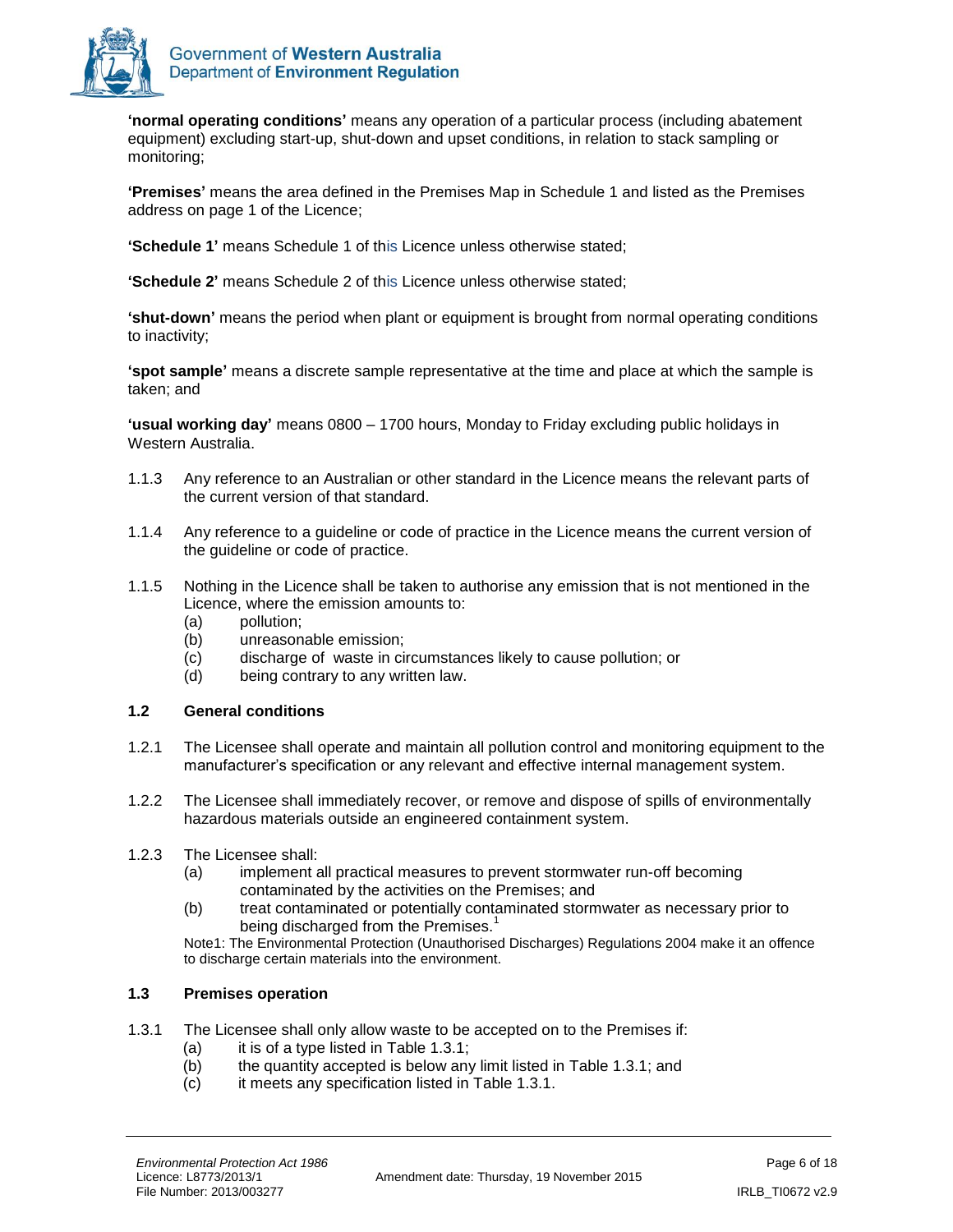**'normal operating conditions'** means any operation of a particular process (including abatement equipment) excluding start-up, shut-down and upset conditions, in relation to stack sampling or monitoring;

**'Premises'** means the area defined in the Premises Map in Schedule 1 and listed as the Premises address on page 1 of the Licence;

**'Schedule 1'** means Schedule 1 of this Licence unless otherwise stated;

**'Schedule 2'** means Schedule 2 of this Licence unless otherwise stated;

**'shut-down'** means the period when plant or equipment is brought from normal operating conditions to inactivity;

**'spot sample'** means a discrete sample representative at the time and place at which the sample is taken; and

**'usual working day'** means 0800 – 1700 hours, Monday to Friday excluding public holidays in Western Australia.

1.1.3 Any reference to an Australian or other standard in the Licence means the relevant parts of the current version of that standard.

1.1.4 Any reference to a guideline or code of practice in the Licence means the current version of the guideline or code of practice.

1.1.5 Nothing in the Licence shall be taken to authorise any emission that is not mentioned in the Licence, where the emission amounts to:
- (a) pollution;
- (b) unreasonable emission;
- (c) discharge of waste in circumstances likely to cause pollution; or
- (d) being contrary to any written law.

### 1.2 General conditions

1.2.1 The Licensee shall operate and maintain all pollution control and monitoring equipment to the manufacturer's specification or any relevant and effective internal management system.

1.2.2 The Licensee shall immediately recover, or remove and dispose of spills of environmentally hazardous materials outside an engineered containment system.

1.2.3 The Licensee shall:
- (a) implement all practical measures to prevent stormwater run-off becoming contaminated by the activities on the Premises; and
- (b) treat contaminated or potentially contaminated stormwater as necessary prior to being discharged from the Premises.[1]

Note1: The Environmental Protection (Unauthorised Discharges) Regulations 2004 make it an offence to discharge certain materials into the environment.

### 1.3 Premises operation

1.3.1 The Licensee shall only allow waste to be accepted on to the Premises if:
- (a) it is of a type listed in Table 1.3.1;
- (b) the quantity accepted is below any limit listed in Table 1.3.1; and
- (c) it meets any specification listed in Table 1.3.1.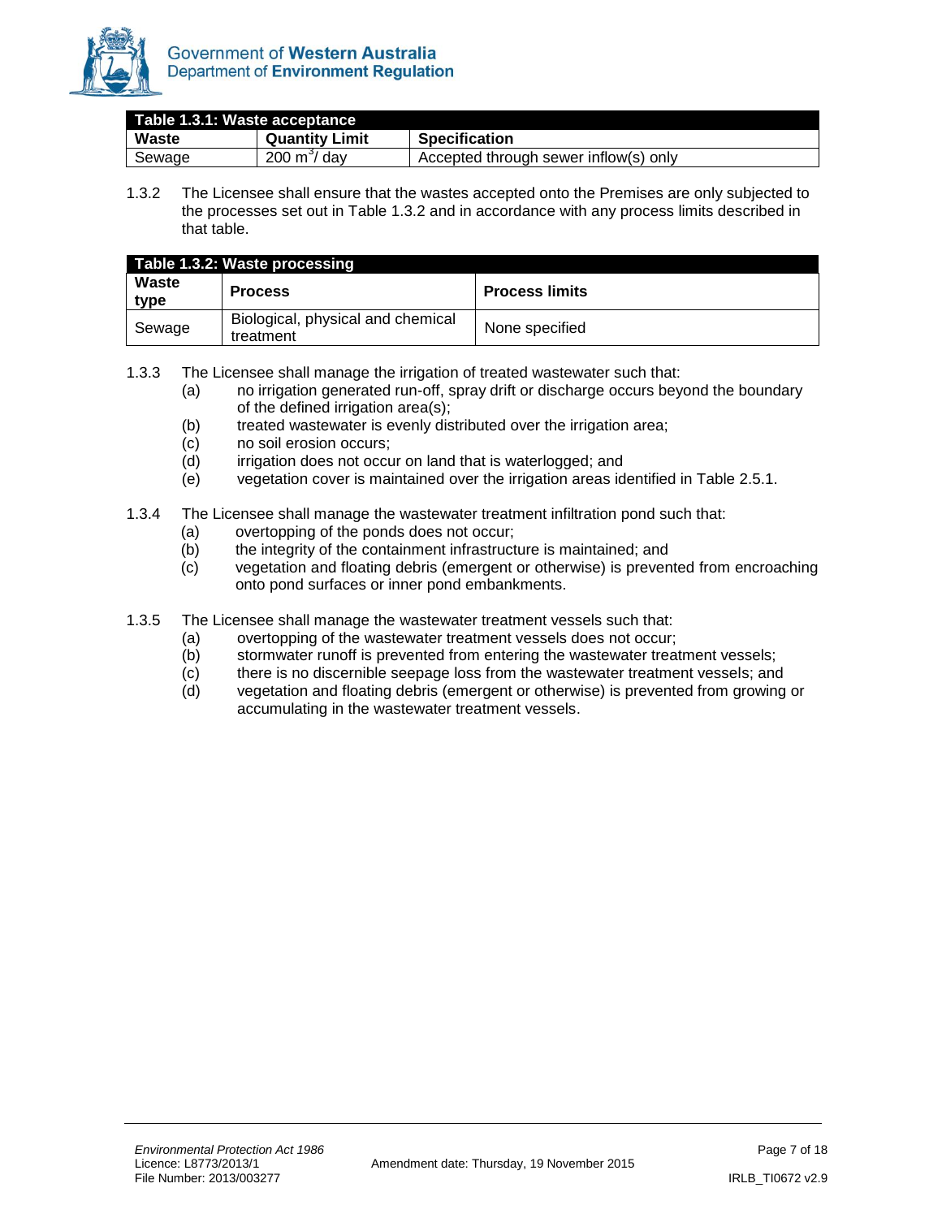| Table 1.3.1: Waste acceptance | | |
|---|---|---|
| **Waste** | **Quantity Limit** | **Specification** |
| Sewage | 200 $m^3$/ day | Accepted through sewer inflow(s) only |

1.3.2 The Licensee shall ensure that the wastes accepted onto the Premises are only subjected to the processes set out in Table 1.3.2 and in accordance with any process limits described in that table.

| Table 1.3.2: Waste processing | | |
|---|---|---|
| **Waste type** | **Process** | **Process limits** |
| Sewage | Biological, physical and chemical treatment | None specified |

1.3.3 The Licensee shall manage the irrigation of treated wastewater such that:

(a) no irrigation generated run-off, spray drift or discharge occurs beyond the boundary of the defined irrigation area(s);

(b) treated wastewater is evenly distributed over the irrigation area;

(c) no soil erosion occurs;

(d) irrigation does not occur on land that is waterlogged; and

(e) vegetation cover is maintained over the irrigation areas identified in Table 2.5.1.

1.3.4 The Licensee shall manage the wastewater treatment infiltration pond such that:

(a) overtopping of the ponds does not occur;

(b) the integrity of the containment infrastructure is maintained; and

(c) vegetation and floating debris (emergent or otherwise) is prevented from encroaching onto pond surfaces or inner pond embankments.

1.3.5 The Licensee shall manage the wastewater treatment vessels such that:

(a) overtopping of the wastewater treatment vessels does not occur;

(b) stormwater runoff is prevented from entering the wastewater treatment vessels;

(c) there is no discernible seepage loss from the wastewater treatment vessels; and

(d) vegetation and floating debris (emergent or otherwise) is prevented from growing or accumulating in the wastewater treatment vessels.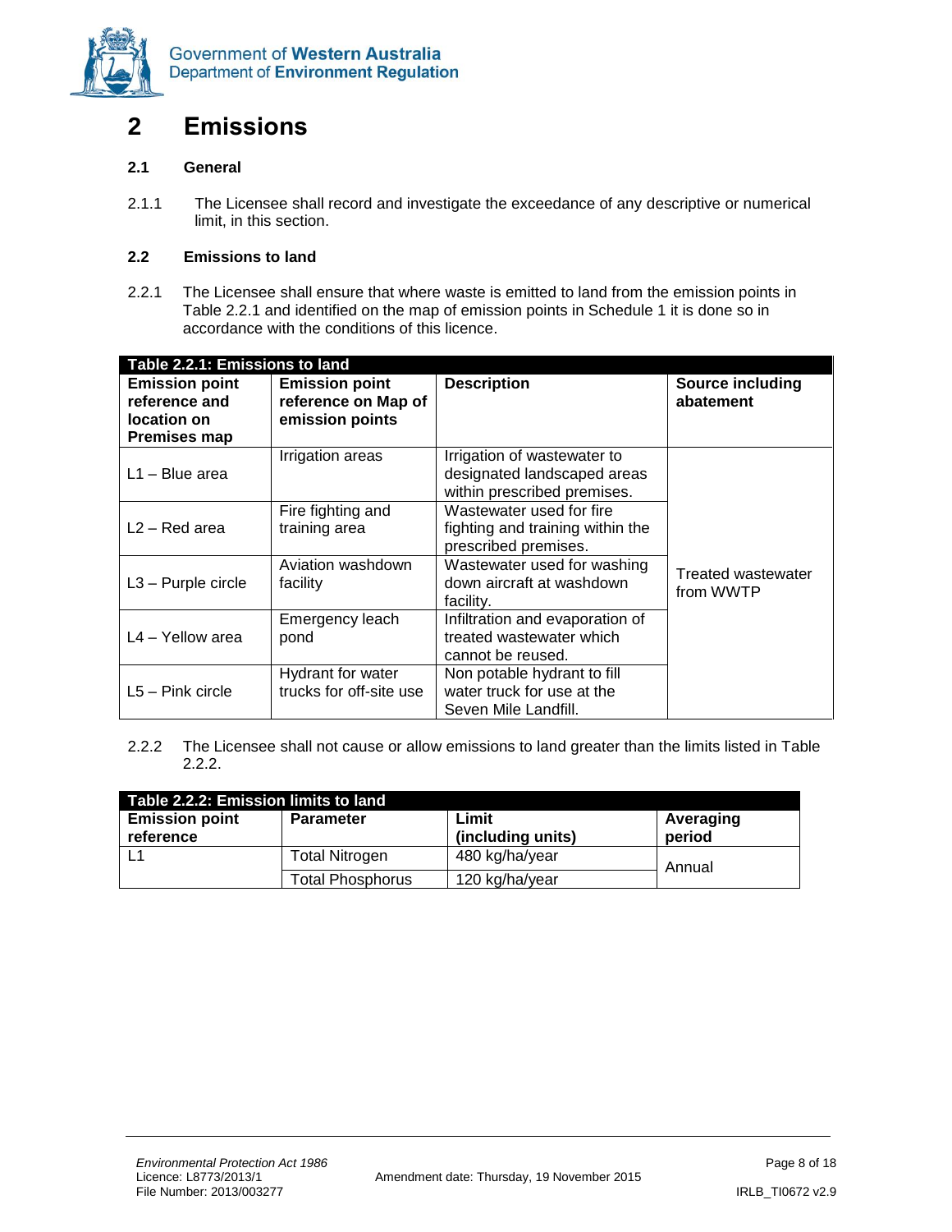# 2 Emissions

## 2.1 General

2.1.1 The Licensee shall record and investigate the exceedance of any descriptive or numerical limit, in this section.

## 2.2 Emissions to land

2.2.1 The Licensee shall ensure that where waste is emitted to land from the emission points in Table 2.2.1 and identified on the map of emission points in Schedule 1 it is done so in accordance with the conditions of this licence.

**Table 2.2.1: Emissions to land**

| Emission point reference and location on Premises map | Emission point reference on Map of emission points | Description | Source including abatement |
|---|---|---|---|
| L1 – Blue area | Irrigation areas | Irrigation of wastewater to designated landscaped areas within prescribed premises. | Treated wastewater from WWTP |
| L2 – Red area | Fire fighting and training area | Wastewater used for fire fighting and training within the prescribed premises. | |
| L3 – Purple circle | Aviation washdown facility | Wastewater used for washing down aircraft at washdown facility. | |
| L4 – Yellow area | Emergency leach pond | Infiltration and evaporation of treated wastewater which cannot be reused. | |
| L5 – Pink circle | Hydrant for water trucks for off-site use | Non potable hydrant to fill water truck for use at the Seven Mile Landfill. | |

2.2.2 The Licensee shall not cause or allow emissions to land greater than the limits listed in Table 2.2.2.

**Table 2.2.2: Emission limits to land**

| Emission point reference | Parameter | Limit (including units) | Averaging period |
|---|---|---|---|
| L1 | Total Nitrogen | 480 kg/ha/year | Annual |
| | Total Phosphorus | 120 kg/ha/year | |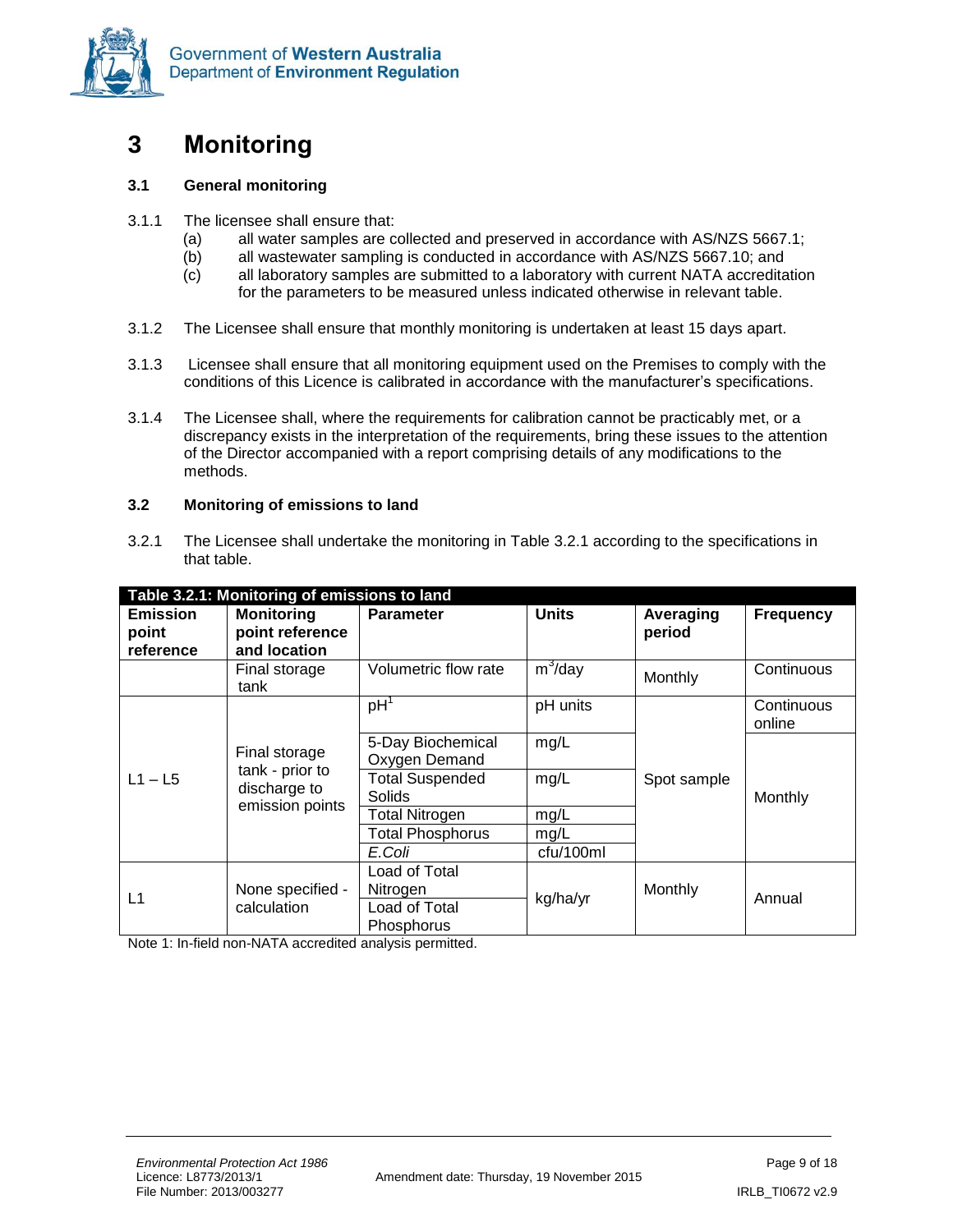# 3 Monitoring

## 3.1 General monitoring

3.1.1 The licensee shall ensure that:

(a) all water samples are collected and preserved in accordance with AS/NZS 5667.1;

(b) all wastewater sampling is conducted in accordance with AS/NZS 5667.10; and

(c) all laboratory samples are submitted to a laboratory with current NATA accreditation for the parameters to be measured unless indicated otherwise in relevant table.

3.1.2 The Licensee shall ensure that monthly monitoring is undertaken at least 15 days apart.

3.1.3 Licensee shall ensure that all monitoring equipment used on the Premises to comply with the conditions of this Licence is calibrated in accordance with the manufacturer's specifications.

3.1.4 The Licensee shall, where the requirements for calibration cannot be practicably met, or a discrepancy exists in the interpretation of the requirements, bring these issues to the attention of the Director accompanied with a report comprising details of any modifications to the methods.

## 3.2 Monitoring of emissions to land

3.2.1 The Licensee shall undertake the monitoring in Table 3.2.1 according to the specifications in that table.

**Table 3.2.1: Monitoring of emissions to land**

| Emission point reference | Monitoring point reference and location | Parameter | Units | Averaging period | Frequency |
|---|---|---|---|---|---|
| | Final storage tank | Volumetric flow rate | $m^3$/day | Monthly | Continuous |
| L1 – L5 | Final storage tank - prior to discharge to emission points | pH[1] | pH units | Spot sample | Continuous online |
| | | 5-Day Biochemical Oxygen Demand | mg/L | | Monthly |
| | | Total Suspended Solids | mg/L | | |
| | | Total Nitrogen | mg/L | | |
| | | Total Phosphorus | mg/L | | |
| | | *E.Coli* | cfu/100ml | | |
| L1 | None specified - calculation | Load of Total Nitrogen | kg/ha/yr | Monthly | Annual |
| | | Load of Total Phosphorus | | | |

Note 1: In-field non-NATA accredited analysis permitted.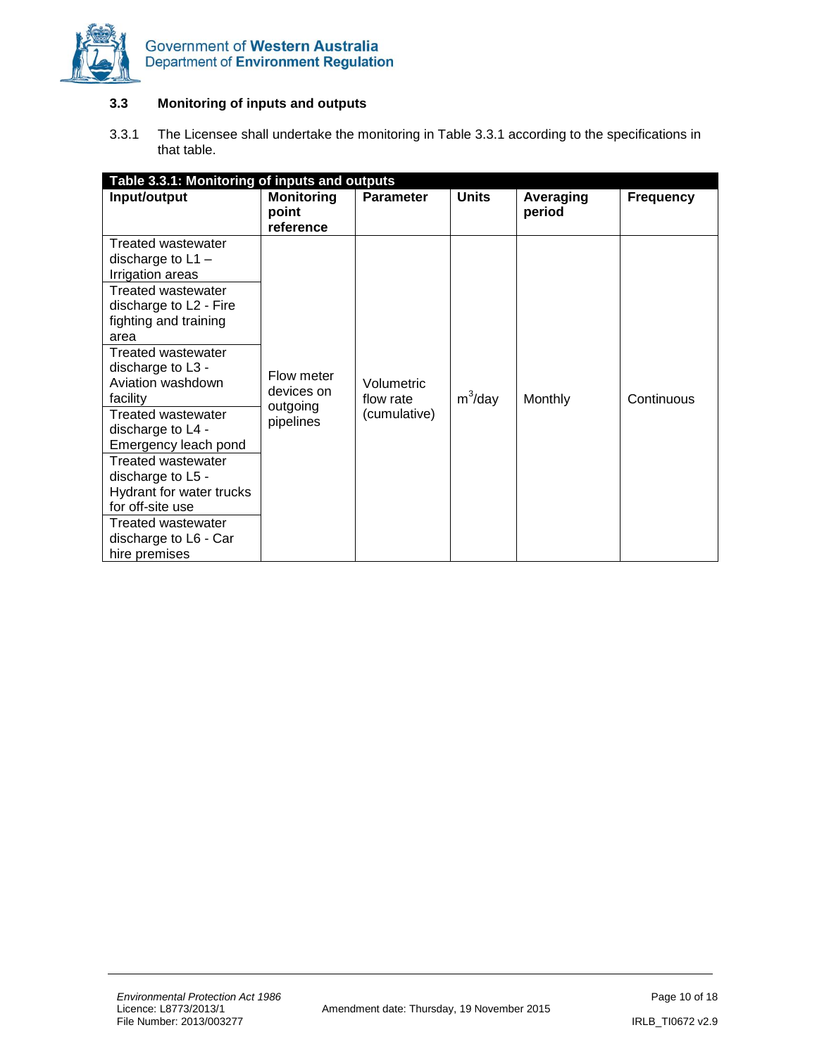### 3.3 Monitoring of inputs and outputs

3.3.1 The Licensee shall undertake the monitoring in Table 3.3.1 according to the specifications in that table.

| Table 3.3.1: Monitoring of inputs and outputs | | | | | |
|---|---|---|---|---|---|
| **Input/output** | **Monitoring point reference** | **Parameter** | **Units** | **Averaging period** | **Frequency** |
| Treated wastewater discharge to L1 – Irrigation areas | Flow meter devices on outgoing pipelines | Volumetric flow rate (cumulative) | $m^3$/day | Monthly | Continuous |
| Treated wastewater discharge to L2 - Fire fighting and training area | | | | | |
| Treated wastewater discharge to L3 - Aviation washdown facility | | | | | |
| Treated wastewater discharge to L4 - Emergency leach pond | | | | | |
| Treated wastewater discharge to L5 - Hydrant for water trucks for off-site use | | | | | |
| Treated wastewater discharge to L6 - Car hire premises | | | | | |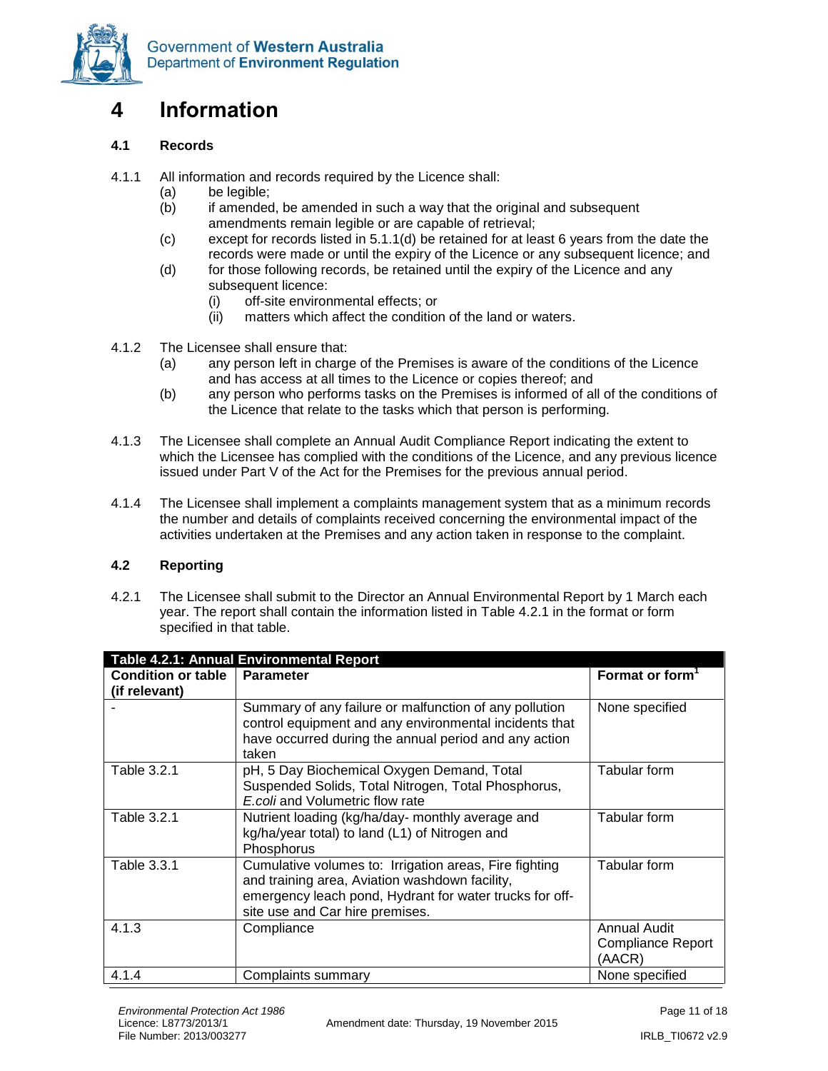# 4 Information

### 4.1 Records

4.1.1 All information and records required by the Licence shall:

- (a) be legible;
- (b) if amended, be amended in such a way that the original and subsequent amendments remain legible or are capable of retrieval;
- (c) except for records listed in 5.1.1(d) be retained for at least 6 years from the date the records were made or until the expiry of the Licence or any subsequent licence; and
- (d) for those following records, be retained until the expiry of the Licence and any subsequent licence:
  - (i) off-site environmental effects; or
  - (ii) matters which affect the condition of the land or waters.

4.1.2 The Licensee shall ensure that:

- (a) any person left in charge of the Premises is aware of the conditions of the Licence and has access at all times to the Licence or copies thereof; and
- (b) any person who performs tasks on the Premises is informed of all of the conditions of the Licence that relate to the tasks which that person is performing.

4.1.3 The Licensee shall complete an Annual Audit Compliance Report indicating the extent to which the Licensee has complied with the conditions of the Licence, and any previous licence issued under Part V of the Act for the Premises for the previous annual period.

4.1.4 The Licensee shall implement a complaints management system that as a minimum records the number and details of complaints received concerning the environmental impact of the activities undertaken at the Premises and any action taken in response to the complaint.

### 4.2 Reporting

4.2.1 The Licensee shall submit to the Director an Annual Environmental Report by 1 March each year. The report shall contain the information listed in Table 4.2.1 in the format or form specified in that table.

**Table 4.2.1: Annual Environmental Report**

| Condition or table (if relevant) | Parameter | Format or form[1] |
|---|---|---|
| - | Summary of any failure or malfunction of any pollution control equipment and any environmental incidents that have occurred during the annual period and any action taken | None specified |
| Table 3.2.1 | pH, 5 Day Biochemical Oxygen Demand, Total Suspended Solids, Total Nitrogen, Total Phosphorus, *E.coli* and Volumetric flow rate | Tabular form |
| Table 3.2.1 | Nutrient loading (kg/ha/day- monthly average and kg/ha/year total) to land (L1) of Nitrogen and Phosphorus | Tabular form |
| Table 3.3.1 | Cumulative volumes to: Irrigation areas, Fire fighting and training area, Aviation washdown facility, emergency leach pond, Hydrant for water trucks for off-site use and Car hire premises. | Tabular form |
| 4.1.3 | Compliance | Annual Audit Compliance Report (AACR) |
| 4.1.4 | Complaints summary | None specified |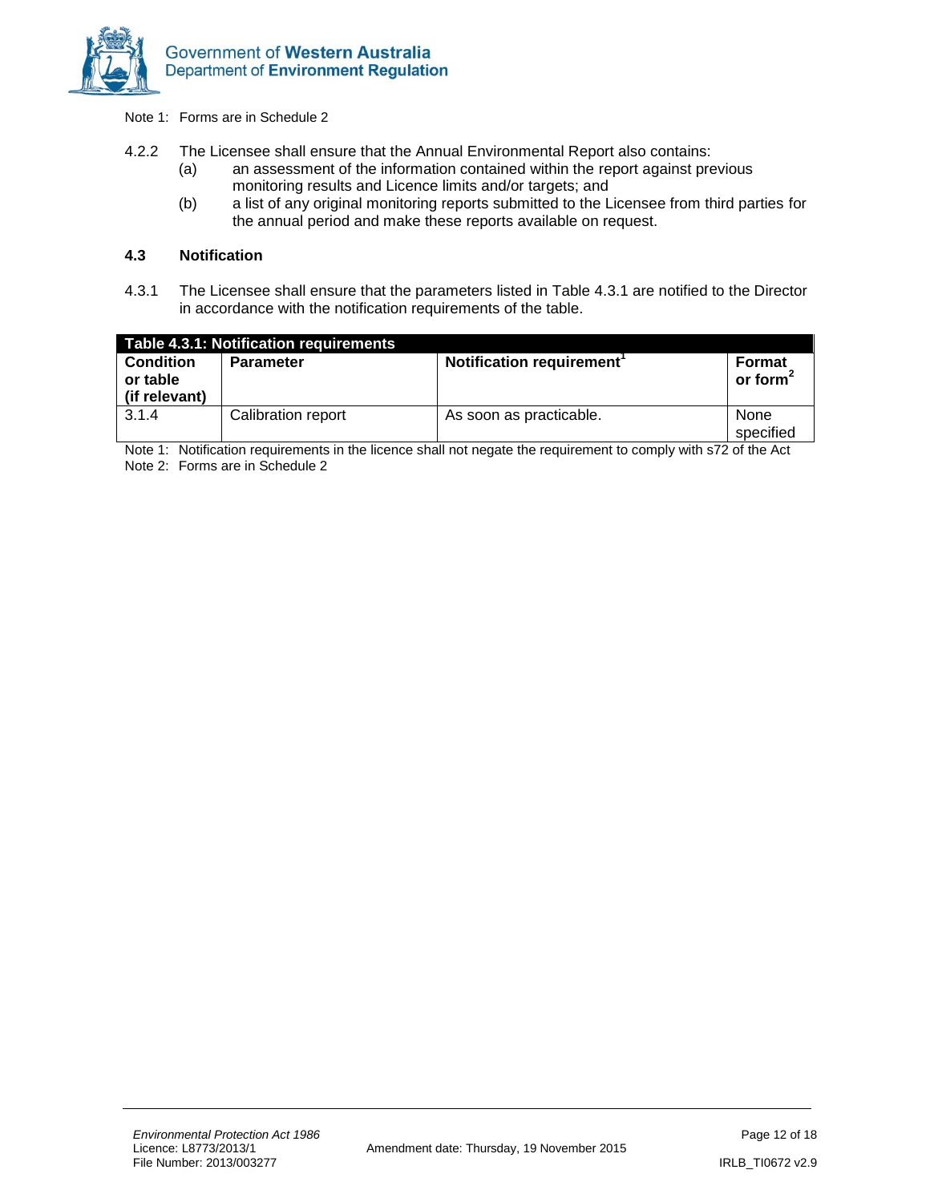Note 1: Forms are in Schedule 2

4.2.2 The Licensee shall ensure that the Annual Environmental Report also contains:

(a) an assessment of the information contained within the report against previous monitoring results and Licence limits and/or targets; and

(b) a list of any original monitoring reports submitted to the Licensee from third parties for the annual period and make these reports available on request.

### 4.3 Notification

4.3.1 The Licensee shall ensure that the parameters listed in Table 4.3.1 are notified to the Director in accordance with the notification requirements of the table.

**Table 4.3.1: Notification requirements**

| Condition or table (if relevant) | Parameter | Notification requirement[1] | Format or form[2] |
|---|---|---|---|
| 3.1.4 | Calibration report | As soon as practicable. | None specified |

Note 1: Notification requirements in the licence shall not negate the requirement to comply with s72 of the Act

Note 2: Forms are in Schedule 2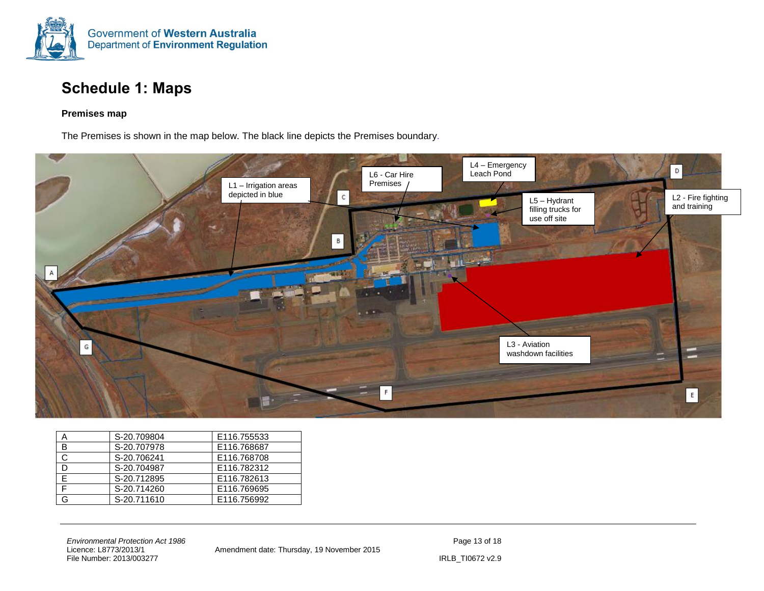# Schedule 1: Maps

**Premises map**

The Premises is shown in the map below. The black line depicts the Premises boundary.

L1 – Irrigation areas depicted in blue

L2 - Fire fighting and training

L3 - Aviation washdown facilities

L4 – Emergency Leach Pond

L5 – Hydrant filling trucks for use off site

L6 - Car Hire Premises

| A | S-20.709804 | E116.755533 |
|---|---|---|
| B | S-20.707978 | E116.768687 |
| C | S-20.706241 | E116.768708 |
| D | S-20.704987 | E116.782312 |
| E | S-20.712895 | E116.782613 |
| F | S-20.714260 | E116.769695 |
| G | S-20.711610 | E116.756992 |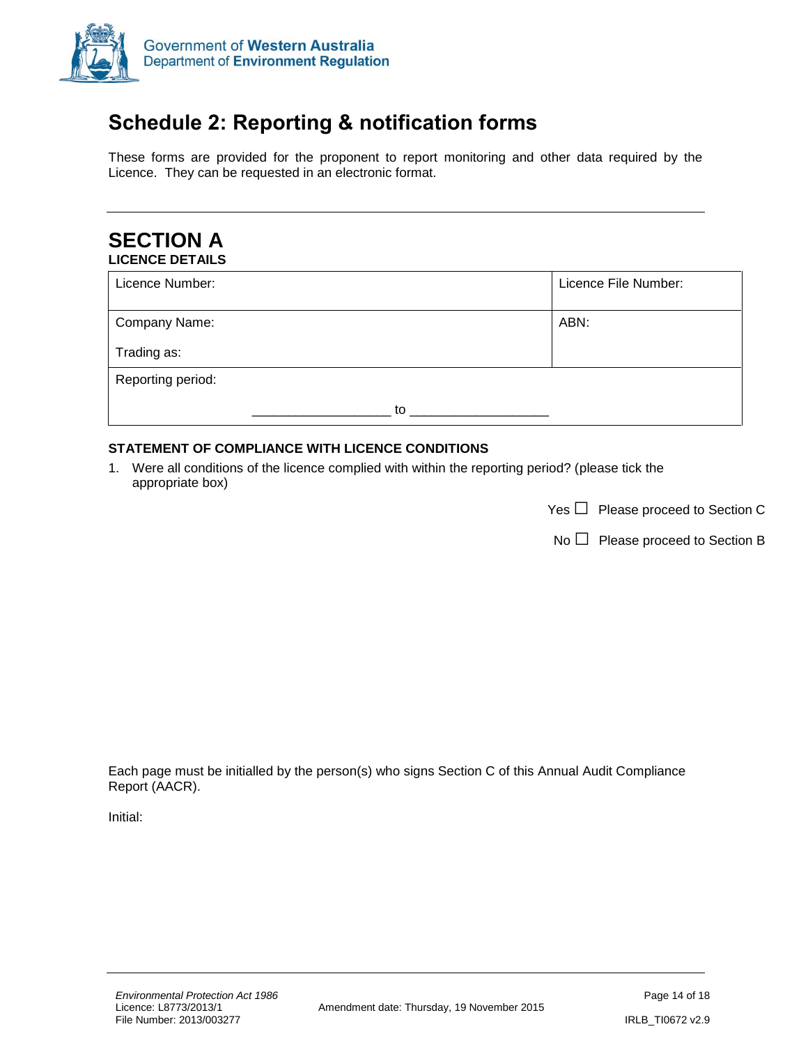# Schedule 2: Reporting & notification forms

These forms are provided for the proponent to report monitoring and other data required by the Licence. They can be requested in an electronic format.

## SECTION A

**LICENCE DETAILS**

| Licence Number: | Licence File Number: |
|---|---|
| Company Name:<br><br>Trading as: | ABN: |
| Reporting period:<br><br>__________________ to __________________ | |

**STATEMENT OF COMPLIANCE WITH LICENCE CONDITIONS**

1. Were all conditions of the licence complied with within the reporting period? (please tick the appropriate box)

Yes ☐ Please proceed to Section C

No ☐ Please proceed to Section B

Each page must be initialled by the person(s) who signs Section C of this Annual Audit Compliance Report (AACR).

Initial: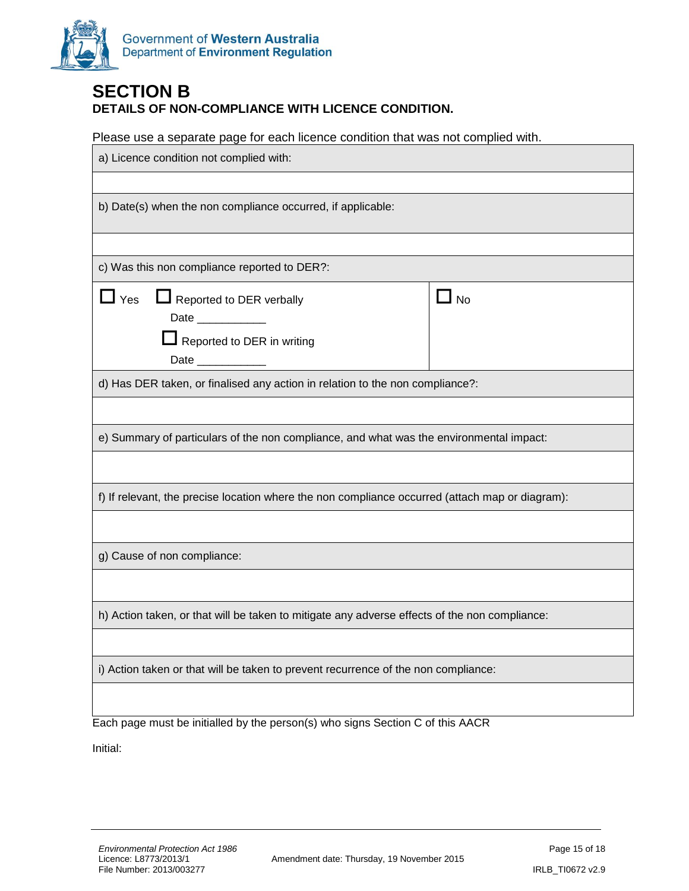## SECTION B

**DETAILS OF NON-COMPLIANCE WITH LICENCE CONDITION.**

Please use a separate page for each licence condition that was not complied with.

| a) Licence condition not complied with: | |
|---|---|
| | |
| b) Date(s) when the non compliance occurred, if applicable: | |
| | |
| c) Was this non compliance reported to DER?: | |
| ☐ Yes ☐ Reported to DER verbally<br>Date ___________<br>☐ Reported to DER in writing<br>Date ___________ | ☐ No |
| d) Has DER taken, or finalised any action in relation to the non compliance?: | |
| | |
| e) Summary of particulars of the non compliance, and what was the environmental impact: | |
| | |
| f) If relevant, the precise location where the non compliance occurred (attach map or diagram): | |
| | |
| g) Cause of non compliance: | |
| | |
| h) Action taken, or that will be taken to mitigate any adverse effects of the non compliance: | |
| | |
| i) Action taken or that will be taken to prevent recurrence of the non compliance: | |
| | |

Each page must be initialled by the person(s) who signs Section C of this AACR

Initial: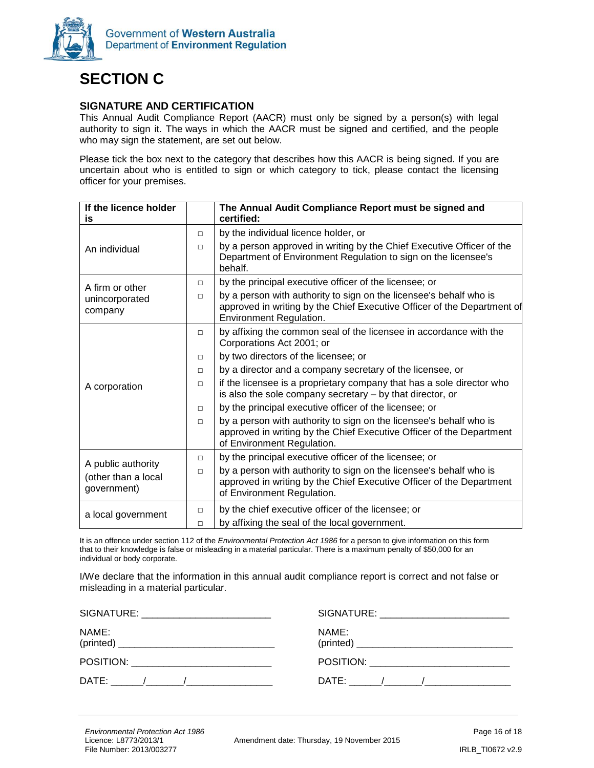# SECTION C

## SIGNATURE AND CERTIFICATION

This Annual Audit Compliance Report (AACR) must only be signed by a person(s) with legal authority to sign it. The ways in which the AACR must be signed and certified, and the people who may sign the statement, are set out below.

Please tick the box next to the category that describes how this AACR is being signed. If you are uncertain about who is entitled to sign or which category to tick, please contact the licensing officer for your premises.

| If the licence holder is | | The Annual Audit Compliance Report must be signed and certified: |
|---|---|---|
| An individual | □ | by the individual licence holder, or |
| | □ | by a person approved in writing by the Chief Executive Officer of the Department of Environment Regulation to sign on the licensee's behalf. |
| A firm or other unincorporated company | □ | by the principal executive officer of the licensee; or |
| | □ | by a person with authority to sign on the licensee's behalf who is approved in writing by the Chief Executive Officer of the Department of Environment Regulation. |
| A corporation | □ | by affixing the common seal of the licensee in accordance with the Corporations Act 2001; or |
| | □ | by two directors of the licensee; or |
| | □ | by a director and a company secretary of the licensee, or |
| | □ | if the licensee is a proprietary company that has a sole director who is also the sole company secretary – by that director, or |
| | □ | by the principal executive officer of the licensee; or |
| | □ | by a person with authority to sign on the licensee's behalf who is approved in writing by the Chief Executive Officer of the Department of Environment Regulation. |
| A public authority (other than a local government) | □ | by the principal executive officer of the licensee; or |
| | □ | by a person with authority to sign on the licensee's behalf who is approved in writing by the Chief Executive Officer of the Department of Environment Regulation. |
| a local government | □ | by the chief executive officer of the licensee; or |
| | □ | by affixing the seal of the local government. |

It is an offence under section 112 of the *Environmental Protection Act 1986* for a person to give information on this form that to their knowledge is false or misleading in a material particular. There is a maximum penalty of $50,000 for an individual or body corporate.

I/We declare that the information in this annual audit compliance report is correct and not false or misleading in a material particular.

SIGNATURE: ________________________

NAME: (printed) ____________________________

POSITION: __________________________

DATE: ______/_______/________________

SIGNATURE: ________________________

NAME: (printed) ____________________________

POSITION: __________________________

DATE: ______/_______/________________

*Environmental Protection Act 1986*
Licence: L8773/2013/1
File Number: 2013/003277

Amendment date: Thursday, 19 November 2015

IRLB_TI0672 v2.9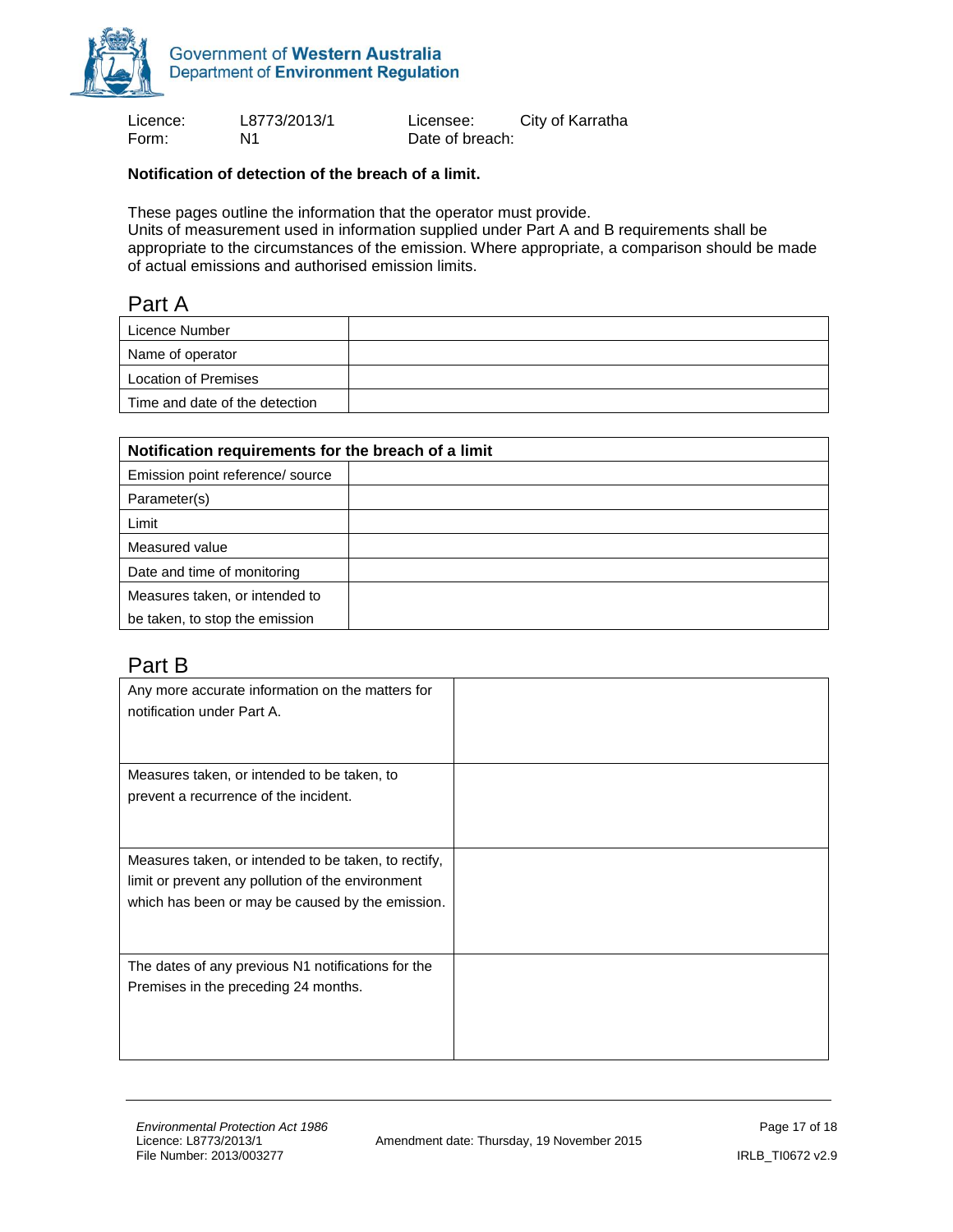| Licence: | L8773/2013/1 | Licensee: | City of Karratha |
|---|---|---|---|
| Form: | N1 | Date of breach: | |

**Notification of detection of the breach of a limit.**

These pages outline the information that the operator must provide.
Units of measurement used in information supplied under Part A and B requirements shall be appropriate to the circumstances of the emission. Where appropriate, a comparison should be made of actual emissions and authorised emission limits.

## Part A

| Licence Number | |
|---|---|
| Name of operator | |
| Location of Premises | |
| Time and date of the detection | |

| **Notification requirements for the breach of a limit** | |
|---|---|
| Emission point reference/ source | |
| Parameter(s) | |
| Limit | |
| Measured value | |
| Date and time of monitoring | |
| Measures taken, or intended to be taken, to stop the emission | |

## Part B

| Any more accurate information on the matters for notification under Part A. | |
|---|---|
| Measures taken, or intended to be taken, to prevent a recurrence of the incident. | |
| Measures taken, or intended to be taken, to rectify, limit or prevent any pollution of the environment which has been or may be caused by the emission. | |
| The dates of any previous N1 notifications for the Premises in the preceding 24 months. | |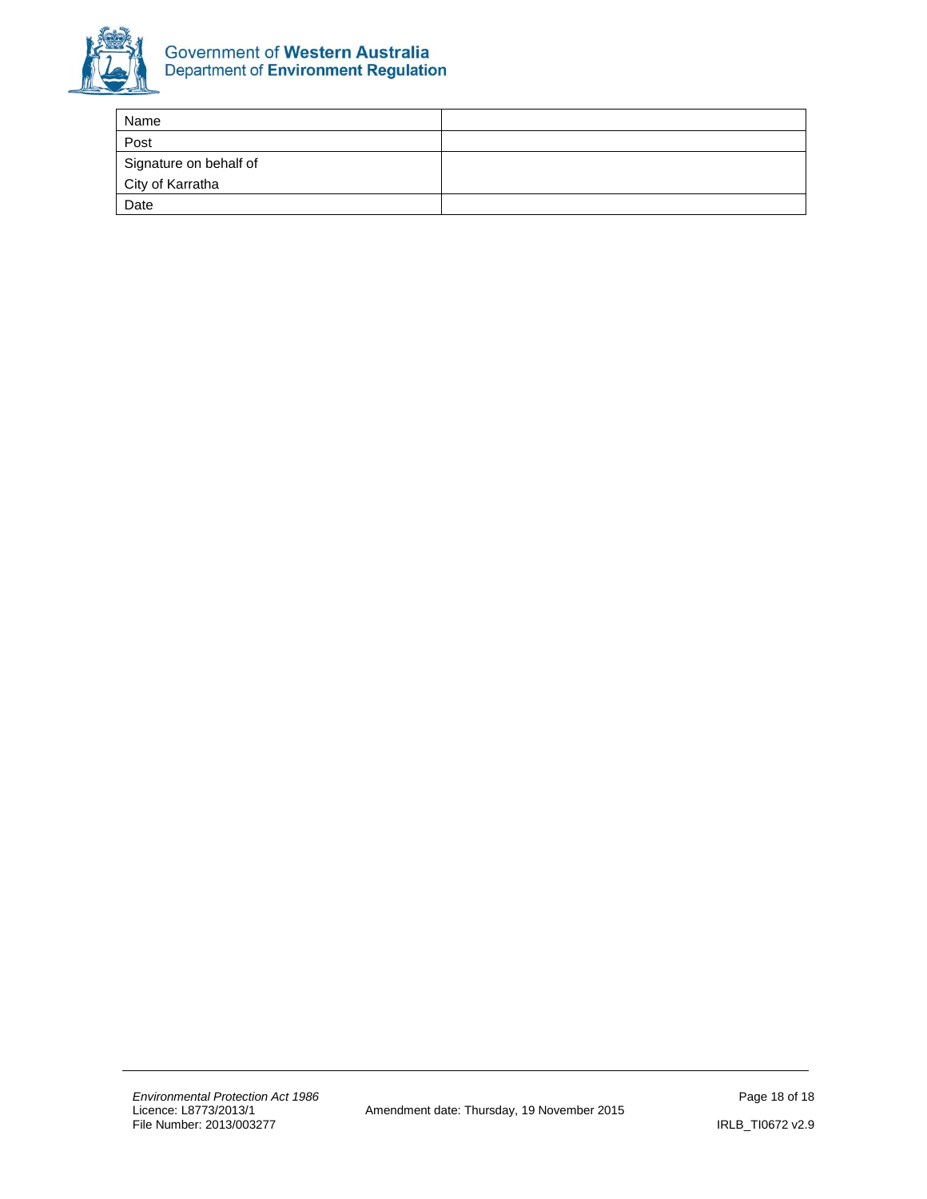| Name | |
|---|---|
| Post | |
| Signature on behalf of City of Karratha | |
| Date | |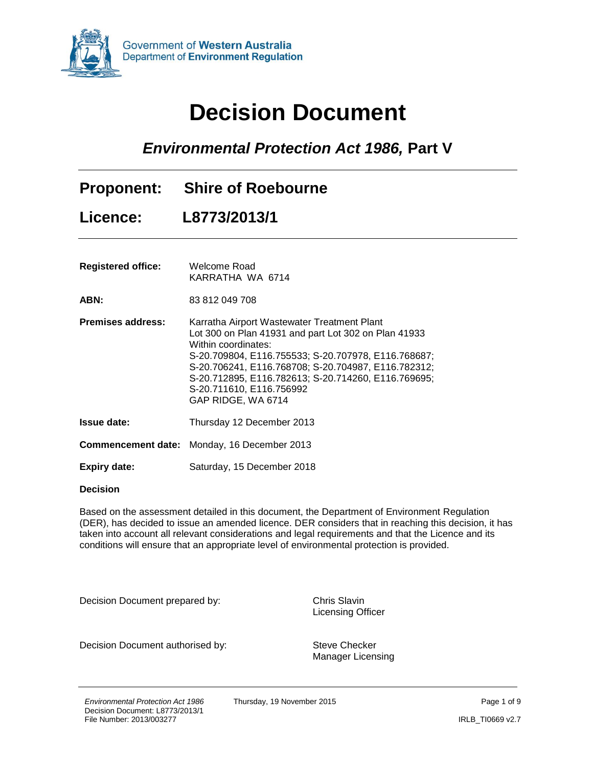Government of **Western Australia**
Department of **Environment Regulation**

# Decision Document

## *Environmental Protection Act 1986,* Part V

---

## Proponent: Shire of Roebourne

## Licence: L8773/2013/1

---

| | |
|---|---|
| **Registered office:** | Welcome Road<br>KARRATHA WA 6714 |
| **ABN:** | 83 812 049 708 |
| **Premises address:** | Karratha Airport Wastewater Treatment Plant<br>Lot 300 on Plan 41931 and part Lot 302 on Plan 41933<br>Within coordinates:<br>S-20.709804, E116.755533; S-20.707978, E116.768687;<br>S-20.706241, E116.768708; S-20.704987, E116.782312;<br>S-20.712895, E116.782613; S-20.714260, E116.769695;<br>S-20.711610, E116.756992<br>GAP RIDGE, WA 6714 |
| **Issue date:** | Thursday 12 December 2013 |
| **Commencement date:** | Monday, 16 December 2013 |
| **Expiry date:** | Saturday, 15 December 2018 |

**Decision**

Based on the assessment detailed in this document, the Department of Environment Regulation (DER), has decided to issue an amended licence. DER considers that in reaching this decision, it has taken into account all relevant considerations and legal requirements and that the Licence and its conditions will ensure that an appropriate level of environmental protection is provided.

| | |
|---|---|
| Decision Document prepared by: | Chris Slavin<br>Licensing Officer |
| Decision Document authorised by: | Steve Checker<br>Manager Licensing |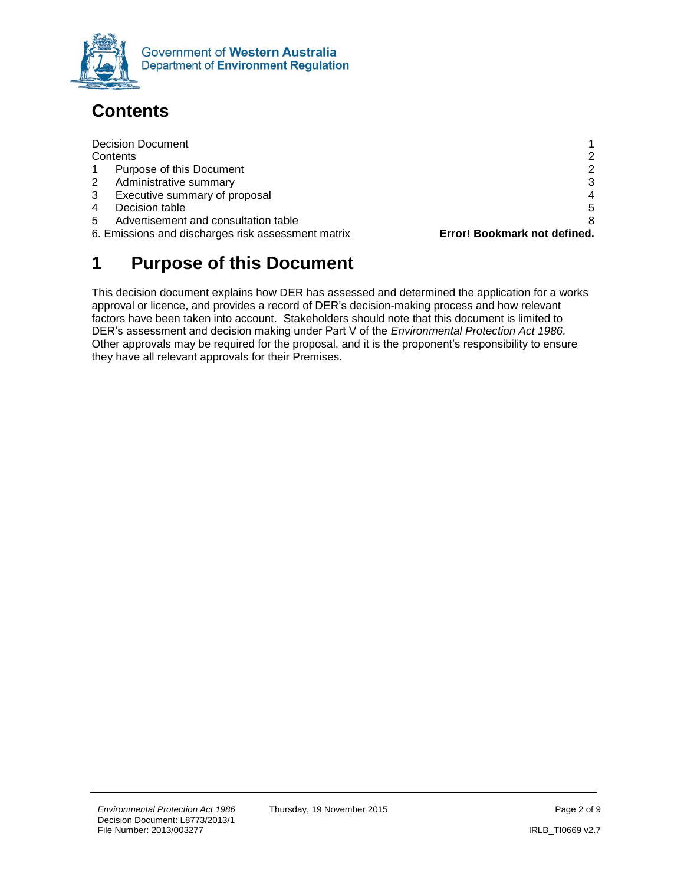## Contents

| | |
|---|---|
| Decision Document | 1 |
| Contents | 2 |
| 1 Purpose of this Document | 2 |
| 2 Administrative summary | 3 |
| 3 Executive summary of proposal | 4 |
| 4 Decision table | 5 |
| 5 Advertisement and consultation table | 8 |
| 6. Emissions and discharges risk assessment matrix | **Error! Bookmark not defined.** |

# 1 Purpose of this Document

This decision document explains how DER has assessed and determined the application for a works approval or licence, and provides a record of DER's decision-making process and how relevant factors have been taken into account. Stakeholders should note that this document is limited to DER's assessment and decision making under Part V of the *Environmental Protection Act 1986.* Other approvals may be required for the proposal, and it is the proponent's responsibility to ensure they have all relevant approvals for their Premises.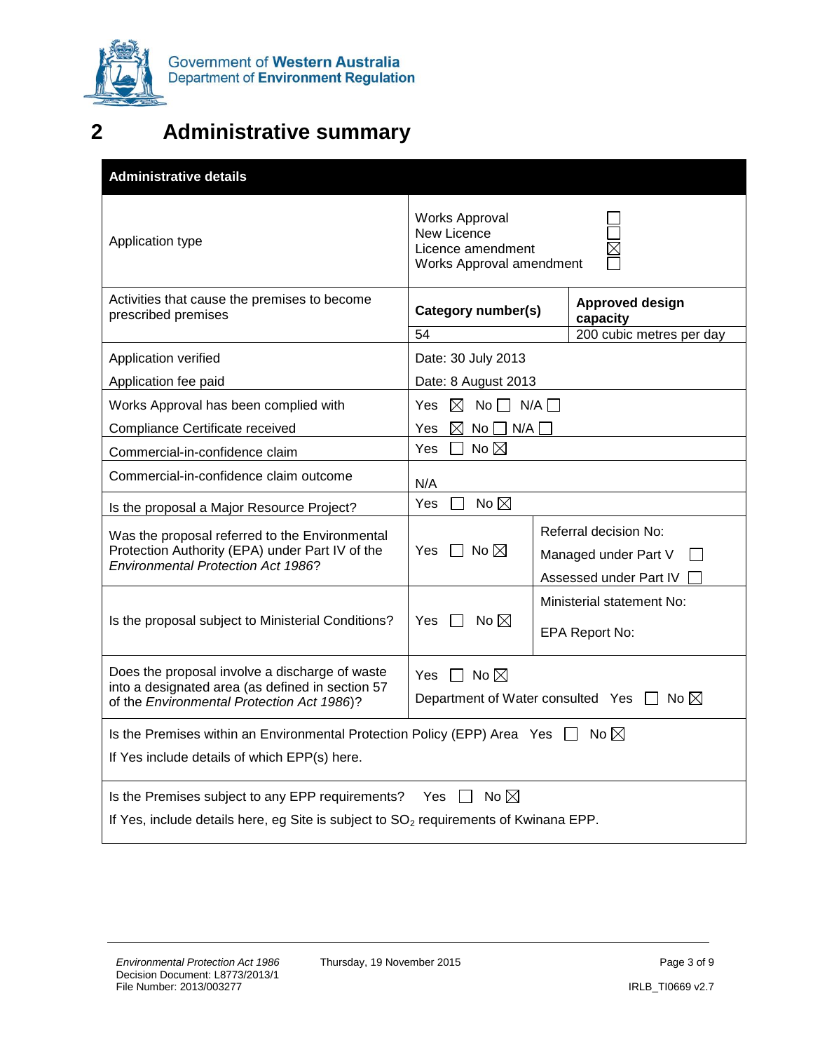# 2 Administrative summary

| Administrative details | | |
|---|---|---|
| Application type | Works Approval ☐<br>New Licence ☐<br>Licence amendment ☒<br>Works Approval amendment ☐ | |
| Activities that cause the premises to become prescribed premises | **Category number(s)** | **Approved design capacity** |
| | 54 | 200 cubic metres per day |
| Application verified<br>Application fee paid | Date: 30 July 2013<br>Date: 8 August 2013 | |
| Works Approval has been complied with<br>Compliance Certificate received | Yes ☒ No ☐ N/A ☐<br>Yes ☒ No ☐ N/A ☐ | |
| Commercial-in-confidence claim | Yes ☐ No ☒ | |
| Commercial-in-confidence claim outcome | N/A | |
| Is the proposal a Major Resource Project? | Yes ☐ No ☒ | |
| Was the proposal referred to the Environmental Protection Authority (EPA) under Part IV of the *Environmental Protection Act 1986*? | Yes ☐ No ☒ | Referral decision No:<br>Managed under Part V ☐<br>Assessed under Part IV ☐ |
| Is the proposal subject to Ministerial Conditions? | Yes ☐ No ☒ | Ministerial statement No:<br>EPA Report No: |
| Does the proposal involve a discharge of waste into a designated area (as defined in section 57 of the *Environmental Protection Act 1986*)? | Yes ☐ No ☒<br>Department of Water consulted Yes ☐ No ☒ | |
| Is the Premises within an Environmental Protection Policy (EPP) Area Yes ☐ No ☒<br>If Yes include details of which EPP(s) here. | | |
| Is the Premises subject to any EPP requirements? Yes ☐ No ☒<br>If Yes, include details here, eg Site is subject to $SO_2$ requirements of Kwinana EPP. | | |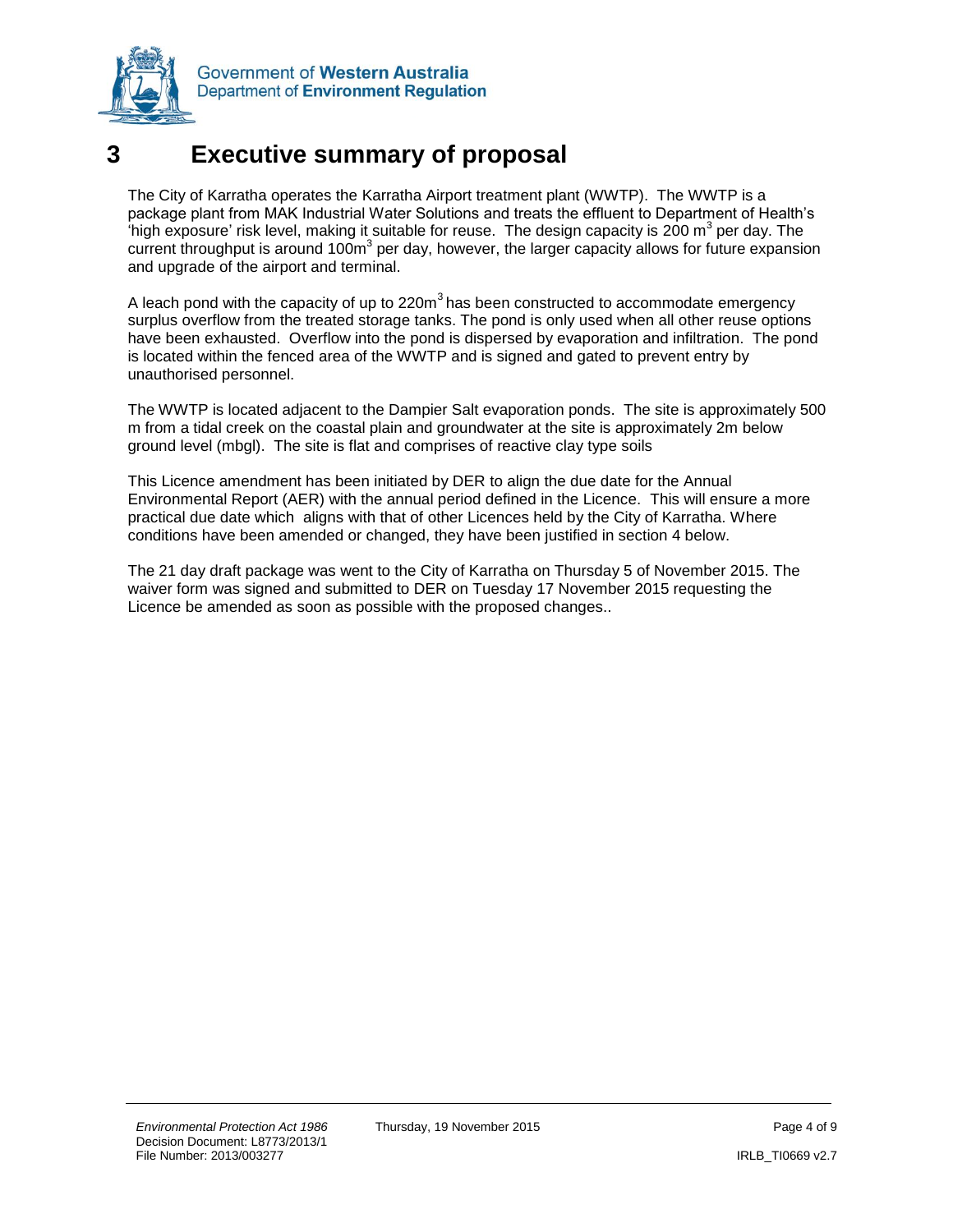# 3 Executive summary of proposal

The City of Karratha operates the Karratha Airport treatment plant (WWTP). The WWTP is a package plant from MAK Industrial Water Solutions and treats the effluent to Department of Health's 'high exposure' risk level, making it suitable for reuse. The design capacity is 200 $m^3$ per day. The current throughput is around 100$m^3$ per day, however, the larger capacity allows for future expansion and upgrade of the airport and terminal.

A leach pond with the capacity of up to 220$m^3$ has been constructed to accommodate emergency surplus overflow from the treated storage tanks. The pond is only used when all other reuse options have been exhausted. Overflow into the pond is dispersed by evaporation and infiltration. The pond is located within the fenced area of the WWTP and is signed and gated to prevent entry by unauthorised personnel.

The WWTP is located adjacent to the Dampier Salt evaporation ponds. The site is approximately 500 m from a tidal creek on the coastal plain and groundwater at the site is approximately 2m below ground level (mbgl). The site is flat and comprises of reactive clay type soils

This Licence amendment has been initiated by DER to align the due date for the Annual Environmental Report (AER) with the annual period defined in the Licence. This will ensure a more practical due date which aligns with that of other Licences held by the City of Karratha. Where conditions have been amended or changed, they have been justified in section 4 below.

The 21 day draft package was went to the City of Karratha on Thursday 5 of November 2015. The waiver form was signed and submitted to DER on Tuesday 17 November 2015 requesting the Licence be amended as soon as possible with the proposed changes..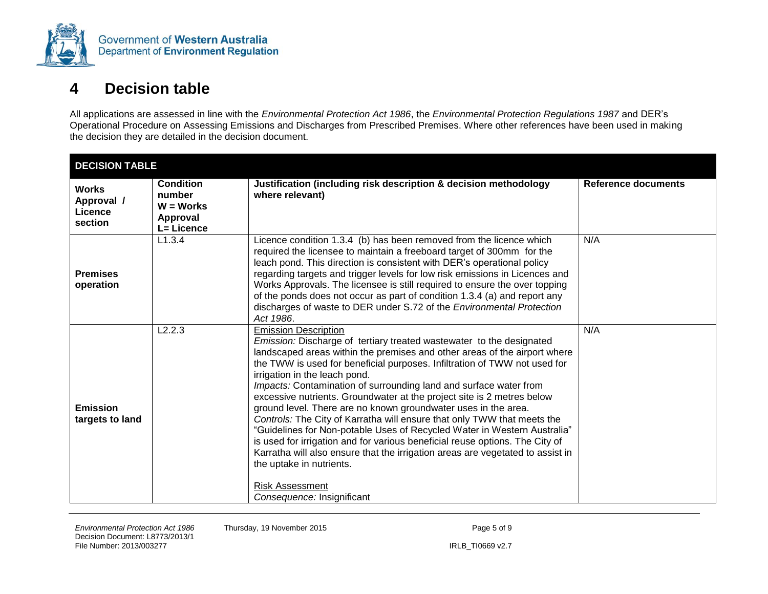# 4 Decision table

All applications are assessed in line with the *Environmental Protection Act 1986*, the *Environmental Protection Regulations 1987* and DER's Operational Procedure on Assessing Emissions and Discharges from Prescribed Premises. Where other references have been used in making the decision they are detailed in the decision document.

| DECISION TABLE | | | |
|---|---|---|---|
| **Works Approval / Licence section** | **Condition number W = Works Approval L= Licence** | **Justification (including risk description & decision methodology where relevant)** | **Reference documents** |
| **Premises operation** | L1.3.4 | Licence condition 1.3.4 (b) has been removed from the licence which required the licensee to maintain a freeboard target of 300mm for the leach pond. This direction is consistent with DER's operational policy regarding targets and trigger levels for low risk emissions in Licences and Works Approvals. The licensee is still required to ensure the over topping of the ponds does not occur as part of condition 1.3.4 (a) and report any discharges of waste to DER under S.72 of the *Environmental Protection Act 1986*. | N/A |
| **Emission targets to land** | L2.2.3 | Emission Description<br>*Emission:* Discharge of tertiary treated wastewater to the designated landscaped areas within the premises and other areas of the airport where the TWW is used for beneficial purposes. Infiltration of TWW not used for irrigation in the leach pond.<br>*Impacts:* Contamination of surrounding land and surface water from excessive nutrients. Groundwater at the project site is 2 metres below ground level. There are no known groundwater uses in the area.<br>*Controls:* The City of Karratha will ensure that only TWW that meets the "Guidelines for Non-potable Uses of Recycled Water in Western Australia" is used for irrigation and for various beneficial reuse options. The City of Karratha will also ensure that the irrigation areas are vegetated to assist in the uptake in nutrients.<br><br>Risk Assessment<br>*Consequence:* Insignificant | N/A |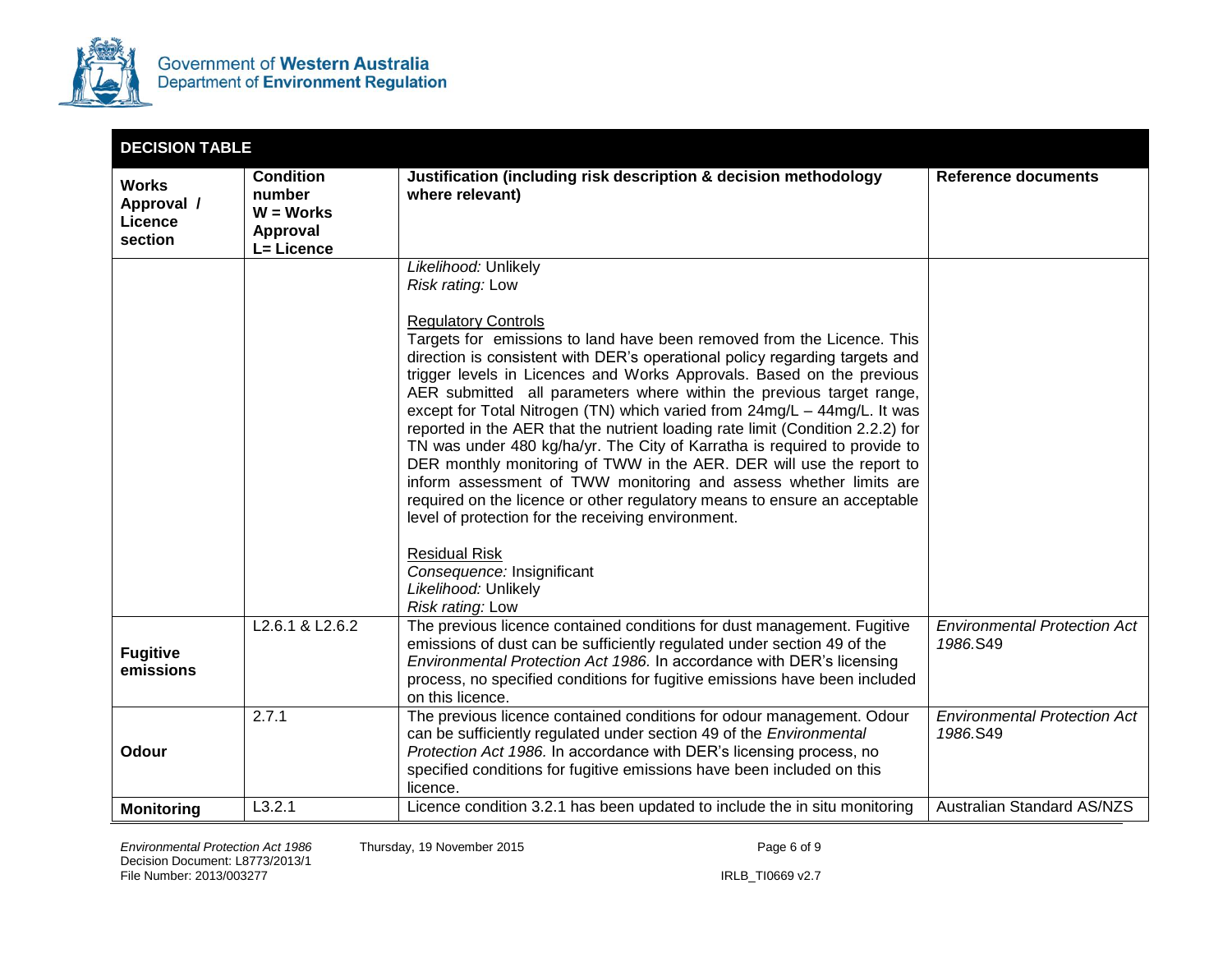| DECISION TABLE | | | |
|---|---|---|---|
| **Works Approval / Licence section** | **Condition number W = Works Approval L= Licence** | **Justification (including risk description & decision methodology where relevant)** | **Reference documents** |
| | | *Likelihood:* Unlikely<br>*Risk rating:* Low<br><br>Regulatory Controls<br>Targets for emissions to land have been removed from the Licence. This direction is consistent with DER's operational policy regarding targets and trigger levels in Licences and Works Approvals. Based on the previous AER submitted all parameters where within the previous target range, except for Total Nitrogen (TN) which varied from 24mg/L – 44mg/L. It was reported in the AER that the nutrient loading rate limit (Condition 2.2.2) for TN was under 480 kg/ha/yr. The City of Karratha is required to provide to DER monthly monitoring of TWW in the AER. DER will use the report to inform assessment of TWW monitoring and assess whether limits are required on the licence or other regulatory means to ensure an acceptable level of protection for the receiving environment.<br><br>Residual Risk<br>*Consequence:* Insignificant<br>*Likelihood:* Unlikely<br>*Risk rating:* Low | |
| **Fugitive emissions** | L2.6.1 & L2.6.2 | The previous licence contained conditions for dust management. Fugitive emissions of dust can be sufficiently regulated under section 49 of the *Environmental Protection Act 1986.* In accordance with DER's licensing process, no specified conditions for fugitive emissions have been included on this licence. | *Environmental Protection Act 1986.*S49 |
| **Odour** | 2.7.1 | The previous licence contained conditions for odour management. Odour can be sufficiently regulated under section 49 of the *Environmental Protection Act 1986.* In accordance with DER's licensing process, no specified conditions for fugitive emissions have been included on this licence. | *Environmental Protection Act 1986.*S49 |
| **Monitoring** | L3.2.1 | Licence condition 3.2.1 has been updated to include the in situ monitoring | Australian Standard AS/NZS |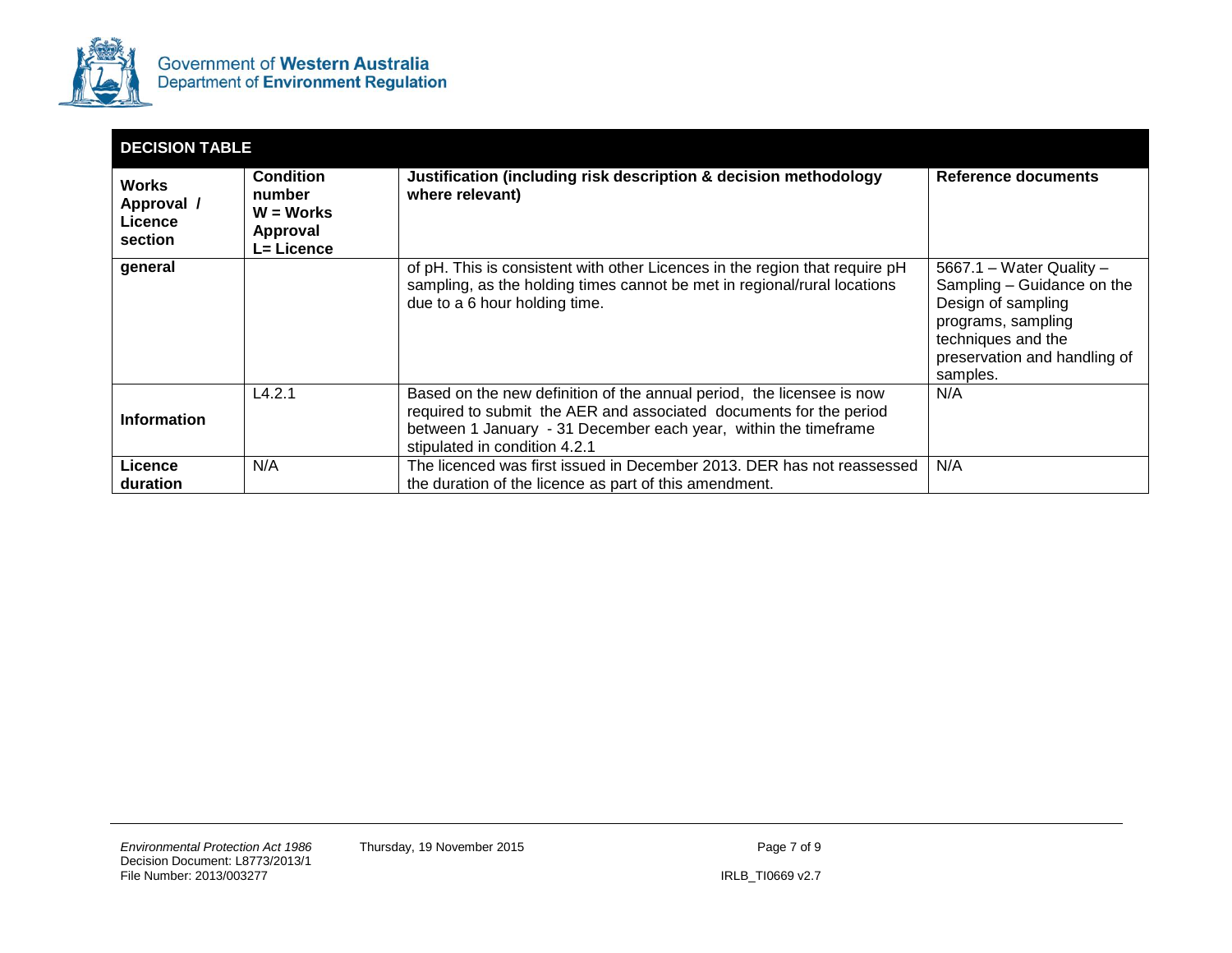| **DECISION TABLE** | | | |
|---|---|---|---|
| **Works Approval / Licence section** | **Condition number W = Works Approval L= Licence** | **Justification (including risk description & decision methodology where relevant)** | **Reference documents** |
| **general** | | of pH. This is consistent with other Licences in the region that require pH sampling, as the holding times cannot be met in regional/rural locations due to a 6 hour holding time. | 5667.1 – Water Quality – Sampling – Guidance on the Design of sampling programs, sampling techniques and the preservation and handling of samples. |
| **Information** | L4.2.1 | Based on the new definition of the annual period, the licensee is now required to submit the AER and associated documents for the period between 1 January - 31 December each year, within the timeframe stipulated in condition 4.2.1 | N/A |
| **Licence duration** | N/A | The licenced was first issued in December 2013. DER has not reassessed the duration of the licence as part of this amendment. | N/A |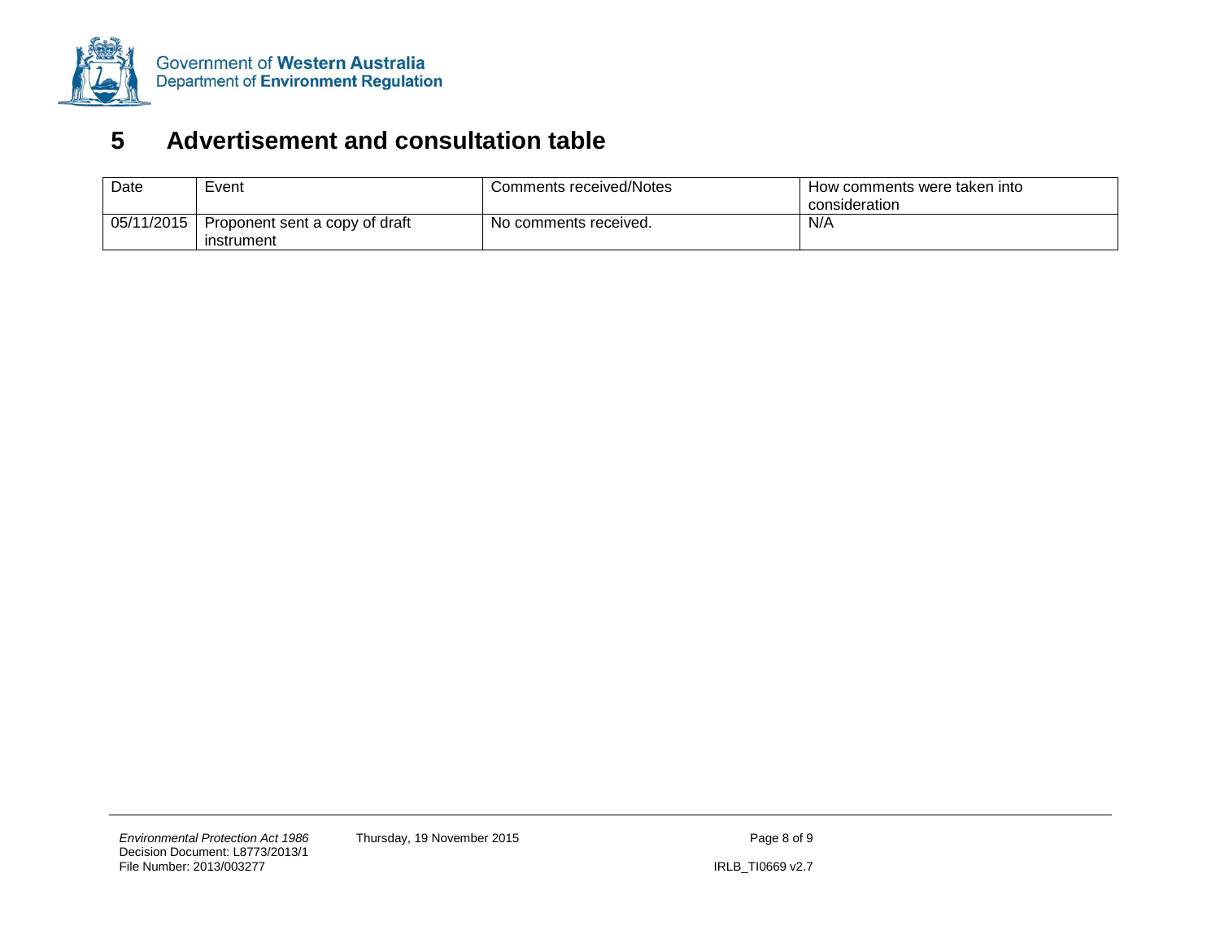## 5 Advertisement and consultation table

| Date | Event | Comments received/Notes | How comments were taken into consideration |
|---|---|---|---|
| 05/11/2015 | Proponent sent a copy of draft instrument | No comments received. | N/A |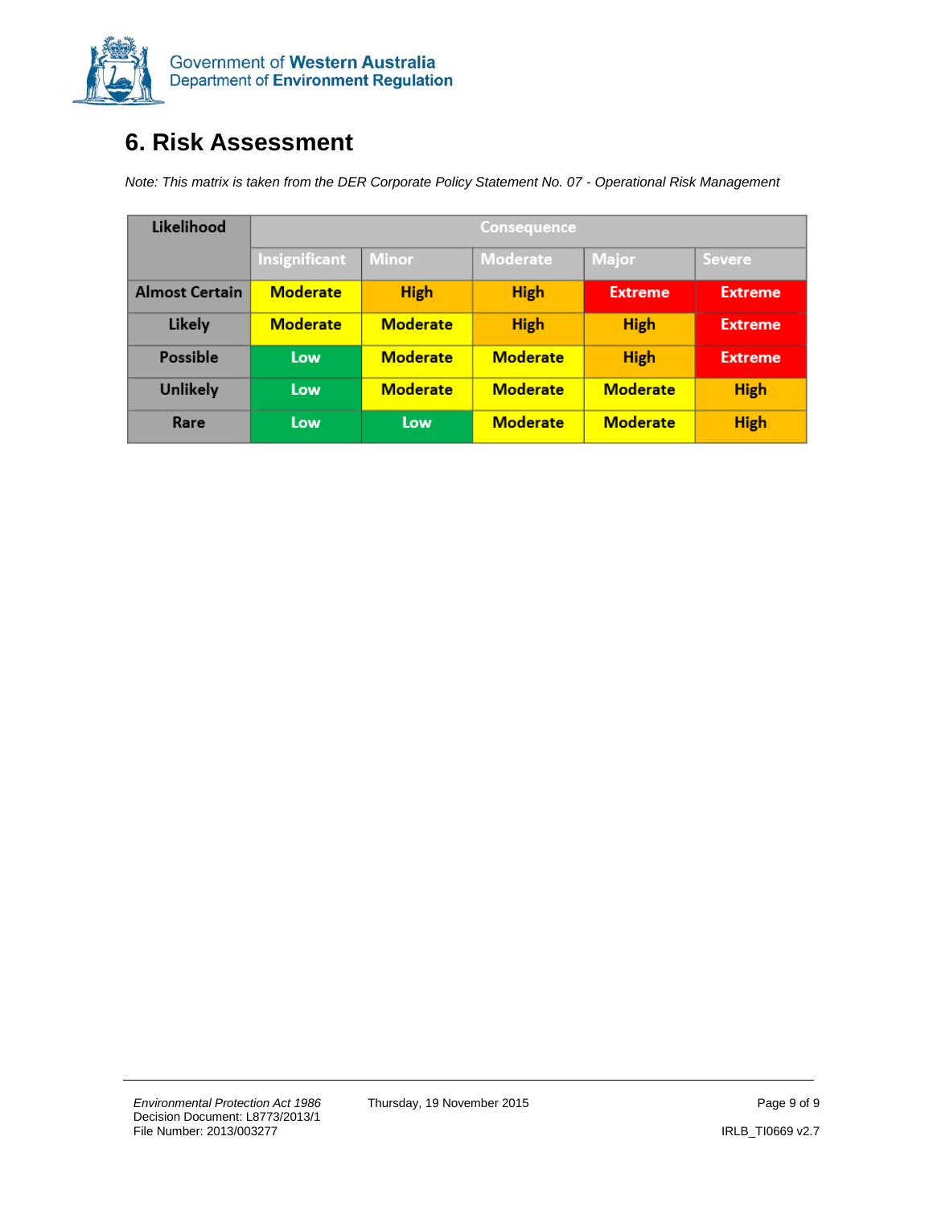## 6. Risk Assessment

*Note: This matrix is taken from the DER Corporate Policy Statement No. 07 - Operational Risk Management*

| Likelihood | Consequence | | | | |
|---|---|---|---|---|---|
| | Insignificant | Minor | Moderate | Major | Severe |
| Almost Certain | Moderate | High | High | Extreme | Extreme |
| Likely | Moderate | Moderate | High | High | Extreme |
| Possible | Low | Moderate | Moderate | High | Extreme |
| Unlikely | Low | Moderate | Moderate | Moderate | High |
| Rare | Low | Low | Moderate | Moderate | High |